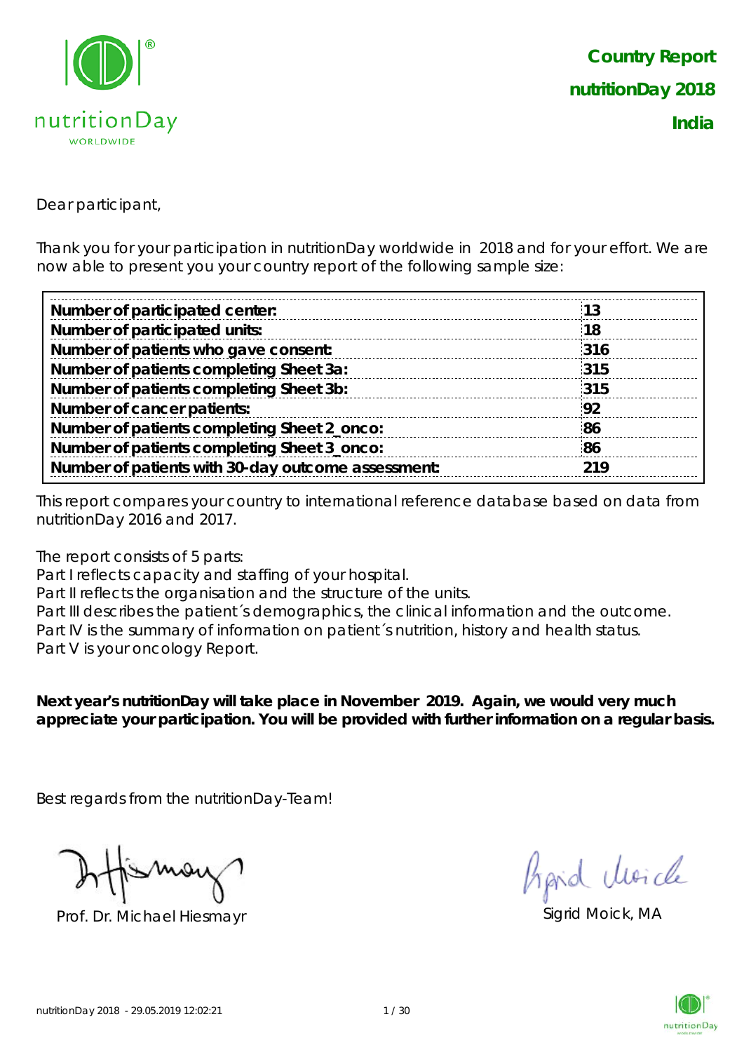# Country Report nutritionDay 2018 India

Dear participant,

Thank you for your participation in nutritionDay worldwide in 2018 and for your effort. We are now able to present you your country report of the following sample size:

| | |
|---|---|
| **Number of participated center:** | **13** |
| **Number of participated units:** | **18** |
| **Number of patients who gave consent:** | **316** |
| **Number of patients completing Sheet 3a:** | **315** |
| **Number of patients completing Sheet 3b:** | **315** |
| **Number of cancer patients:** | **92** |
| **Number of patients completing Sheet 2_onco:** | **86** |
| **Number of patients completing Sheet 3_onco:** | **86** |
| **Number of patients with 30-day outcome assessment:** | **219** |

This report compares your country to international reference database based on data from nutritionDay 2016 and 2017.

The report consists of 5 parts:
Part I reflects capacity and staffing of your hospital.
Part II reflects the organisation and the structure of the units.
Part III describes the patient´s demographics, the clinical information and the outcome.
Part IV is the summary of information on patient´s nutrition, history and health status.
Part V is your oncology Report.

**Next year's nutritionDay will take place in November 2019. Again, we would very much appreciate your participation. You will be provided with further information on a regular basis.**

Best regards from the nutritionDay-Team!

Prof. Dr. Michael Hiesmayr

Sigrid Moick, MA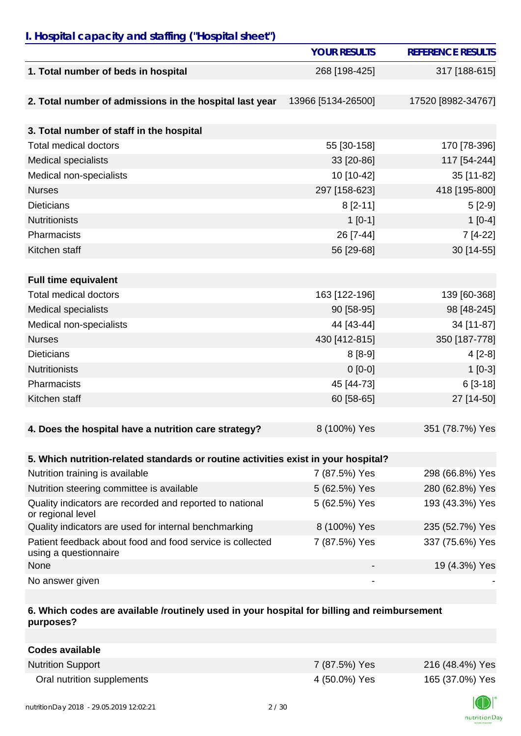## I. Hospital capacity and staffing ("Hospital sheet")

| | YOUR RESULTS | REFERENCE RESULTS |
|---|---|---|
| **1. Total number of beds in hospital** | 268 [198-425] | 317 [188-615] |
| **2. Total number of admissions in the hospital last year** | 13966 [5134-26500] | 17520 [8982-34767] |
| **3. Total number of staff in the hospital** | | |
| Total medical doctors | 55 [30-158] | 170 [78-396] |
| Medical specialists | 33 [20-86] | 117 [54-244] |
| Medical non-specialists | 10 [10-42] | 35 [11-82] |
| Nurses | 297 [158-623] | 418 [195-800] |
| Dieticians | 8 [2-11] | 5 [2-9] |
| Nutritionists | 1 [0-1] | 1 [0-4] |
| Pharmacists | 26 [7-44] | 7 [4-22] |
| Kitchen staff | 56 [29-68] | 30 [14-55] |
| **Full time equivalent** | | |
| Total medical doctors | 163 [122-196] | 139 [60-368] |
| Medical specialists | 90 [58-95] | 98 [48-245] |
| Medical non-specialists | 44 [43-44] | 34 [11-87] |
| Nurses | 430 [412-815] | 350 [187-778] |
| Dieticians | 8 [8-9] | 4 [2-8] |
| Nutritionists | 0 [0-0] | 1 [0-3] |
| Pharmacists | 45 [44-73] | 6 [3-18] |
| Kitchen staff | 60 [58-65] | 27 [14-50] |
| **4. Does the hospital have a nutrition care strategy?** | 8 (100%) Yes | 351 (78.7%) Yes |
| **5. Which nutrition-related standards or routine activities exist in your hospital?** | | |
| Nutrition training is available | 7 (87.5%) Yes | 298 (66.8%) Yes |
| Nutrition steering committee is available | 5 (62.5%) Yes | 280 (62.8%) Yes |
| Quality indicators are recorded and reported to national or regional level | 5 (62.5%) Yes | 193 (43.3%) Yes |
| Quality indicators are used for internal benchmarking | 8 (100%) Yes | 235 (52.7%) Yes |
| Patient feedback about food and food service is collected using a questionnaire | 7 (87.5%) Yes | 337 (75.6%) Yes |
| None | - | 19 (4.3%) Yes |
| No answer given | - | - |
| **6. Which codes are available /routinely used in your hospital for billing and reimbursement purposes?** | | |
| **Codes available** | | |
| Nutrition Support | 7 (87.5%) Yes | 216 (48.4%) Yes |
| Oral nutrition supplements | 4 (50.0%) Yes | 165 (37.0%) Yes |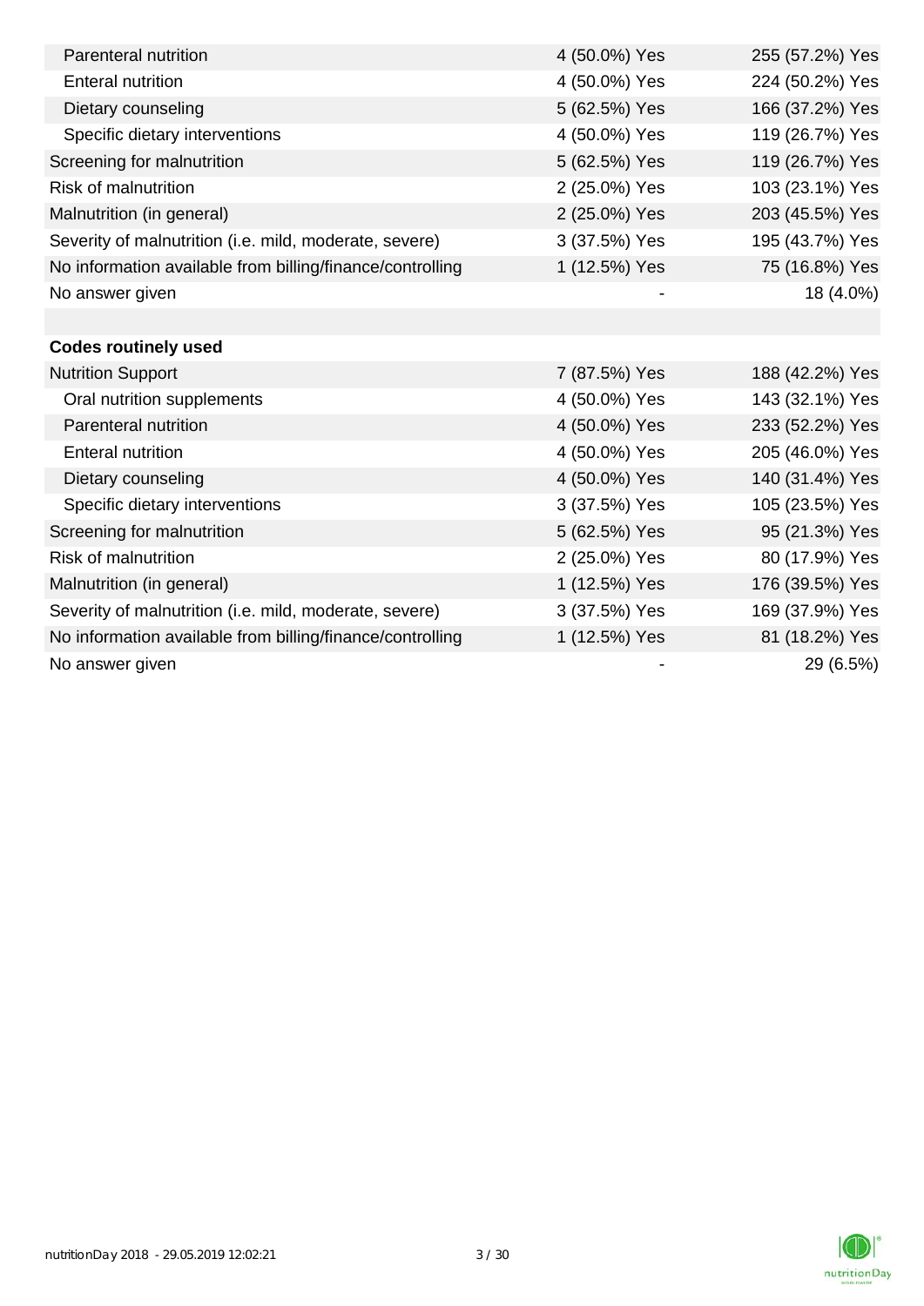| | | |
|---|---|---|
| Parenteral nutrition | 4 (50.0%) Yes | 255 (57.2%) Yes |
| Enteral nutrition | 4 (50.0%) Yes | 224 (50.2%) Yes |
| Dietary counseling | 5 (62.5%) Yes | 166 (37.2%) Yes |
| Specific dietary interventions | 4 (50.0%) Yes | 119 (26.7%) Yes |
| Screening for malnutrition | 5 (62.5%) Yes | 119 (26.7%) Yes |
| Risk of malnutrition | 2 (25.0%) Yes | 103 (23.1%) Yes |
| Malnutrition (in general) | 2 (25.0%) Yes | 203 (45.5%) Yes |
| Severity of malnutrition (i.e. mild, moderate, severe) | 3 (37.5%) Yes | 195 (43.7%) Yes |
| No information available from billing/finance/controlling | 1 (12.5%) Yes | 75 (16.8%) Yes |
| No answer given | - | 18 (4.0%) |
| | | |
| **Codes routinely used** | | |
| Nutrition Support | 7 (87.5%) Yes | 188 (42.2%) Yes |
| Oral nutrition supplements | 4 (50.0%) Yes | 143 (32.1%) Yes |
| Parenteral nutrition | 4 (50.0%) Yes | 233 (52.2%) Yes |
| Enteral nutrition | 4 (50.0%) Yes | 205 (46.0%) Yes |
| Dietary counseling | 4 (50.0%) Yes | 140 (31.4%) Yes |
| Specific dietary interventions | 3 (37.5%) Yes | 105 (23.5%) Yes |
| Screening for malnutrition | 5 (62.5%) Yes | 95 (21.3%) Yes |
| Risk of malnutrition | 2 (25.0%) Yes | 80 (17.9%) Yes |
| Malnutrition (in general) | 1 (12.5%) Yes | 176 (39.5%) Yes |
| Severity of malnutrition (i.e. mild, moderate, severe) | 3 (37.5%) Yes | 169 (37.9%) Yes |
| No information available from billing/finance/controlling | 1 (12.5%) Yes | 81 (18.2%) Yes |
| No answer given | - | 29 (6.5%) |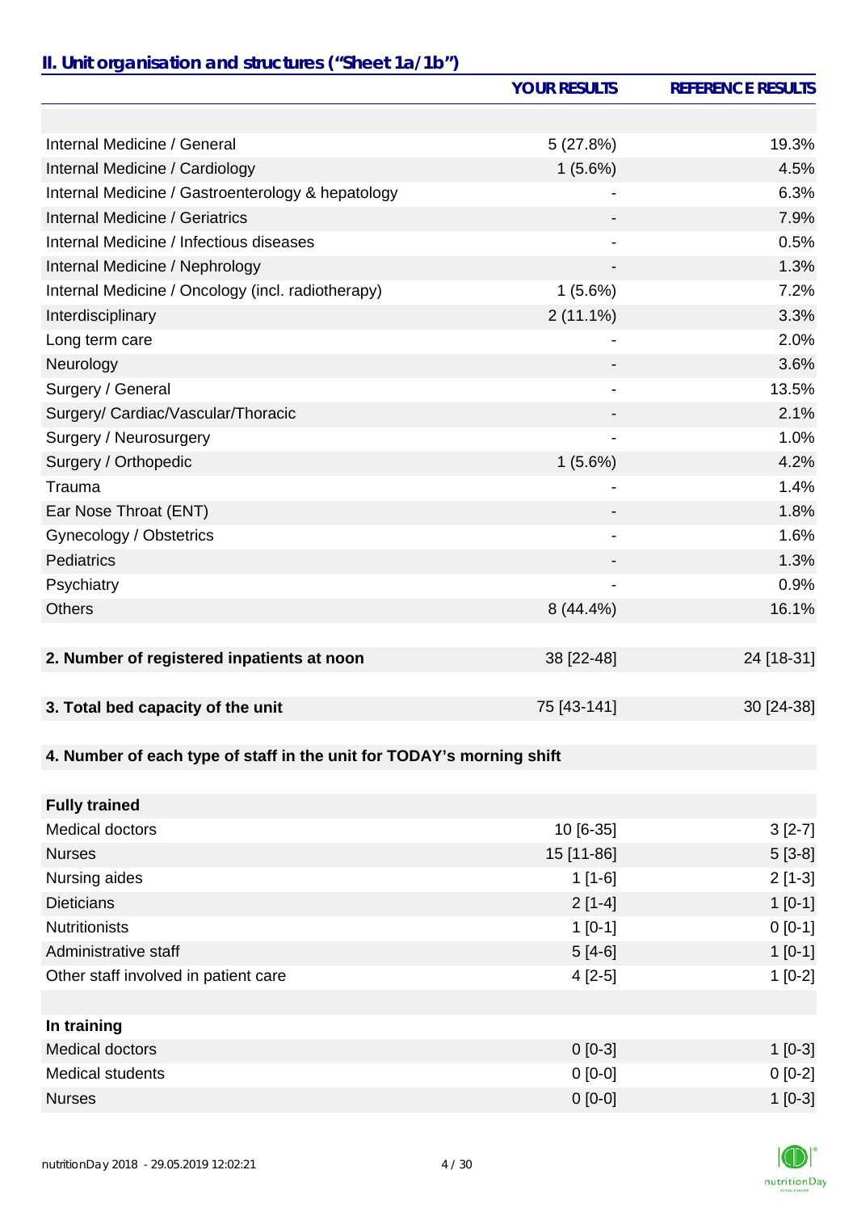## II. Unit organisation and structures ("Sheet 1a/1b")

| | YOUR RESULTS | REFERENCE RESULTS |
|---|---|---|
| | | |
| Internal Medicine / General | 5 (27.8%) | 19.3% |
| Internal Medicine / Cardiology | 1 (5.6%) | 4.5% |
| Internal Medicine / Gastroenterology & hepatology | - | 6.3% |
| Internal Medicine / Geriatrics | - | 7.9% |
| Internal Medicine / Infectious diseases | - | 0.5% |
| Internal Medicine / Nephrology | - | 1.3% |
| Internal Medicine / Oncology (incl. radiotherapy) | 1 (5.6%) | 7.2% |
| Interdisciplinary | 2 (11.1%) | 3.3% |
| Long term care | - | 2.0% |
| Neurology | - | 3.6% |
| Surgery / General | - | 13.5% |
| Surgery/ Cardiac/Vascular/Thoracic | - | 2.1% |
| Surgery / Neurosurgery | - | 1.0% |
| Surgery / Orthopedic | 1 (5.6%) | 4.2% |
| Trauma | - | 1.4% |
| Ear Nose Throat (ENT) | - | 1.8% |
| Gynecology / Obstetrics | - | 1.6% |
| Pediatrics | - | 1.3% |
| Psychiatry | - | 0.9% |
| Others | 8 (44.4%) | 16.1% |
| | | |
| **2. Number of registered inpatients at noon** | 38 [22-48] | 24 [18-31] |
| | | |
| **3. Total bed capacity of the unit** | 75 [43-141] | 30 [24-38] |
| | | |
| **4. Number of each type of staff in the unit for TODAY's morning shift** | | |
| | | |
| **Fully trained** | | |
| Medical doctors | 10 [6-35] | 3 [2-7] |
| Nurses | 15 [11-86] | 5 [3-8] |
| Nursing aides | 1 [1-6] | 2 [1-3] |
| Dieticians | 2 [1-4] | 1 [0-1] |
| Nutritionists | 1 [0-1] | 0 [0-1] |
| Administrative staff | 5 [4-6] | 1 [0-1] |
| Other staff involved in patient care | 4 [2-5] | 1 [0-2] |
| | | |
| **In training** | | |
| Medical doctors | 0 [0-3] | 1 [0-3] |
| Medical students | 0 [0-0] | 0 [0-2] |
| Nurses | 0 [0-0] | 1 [0-3] |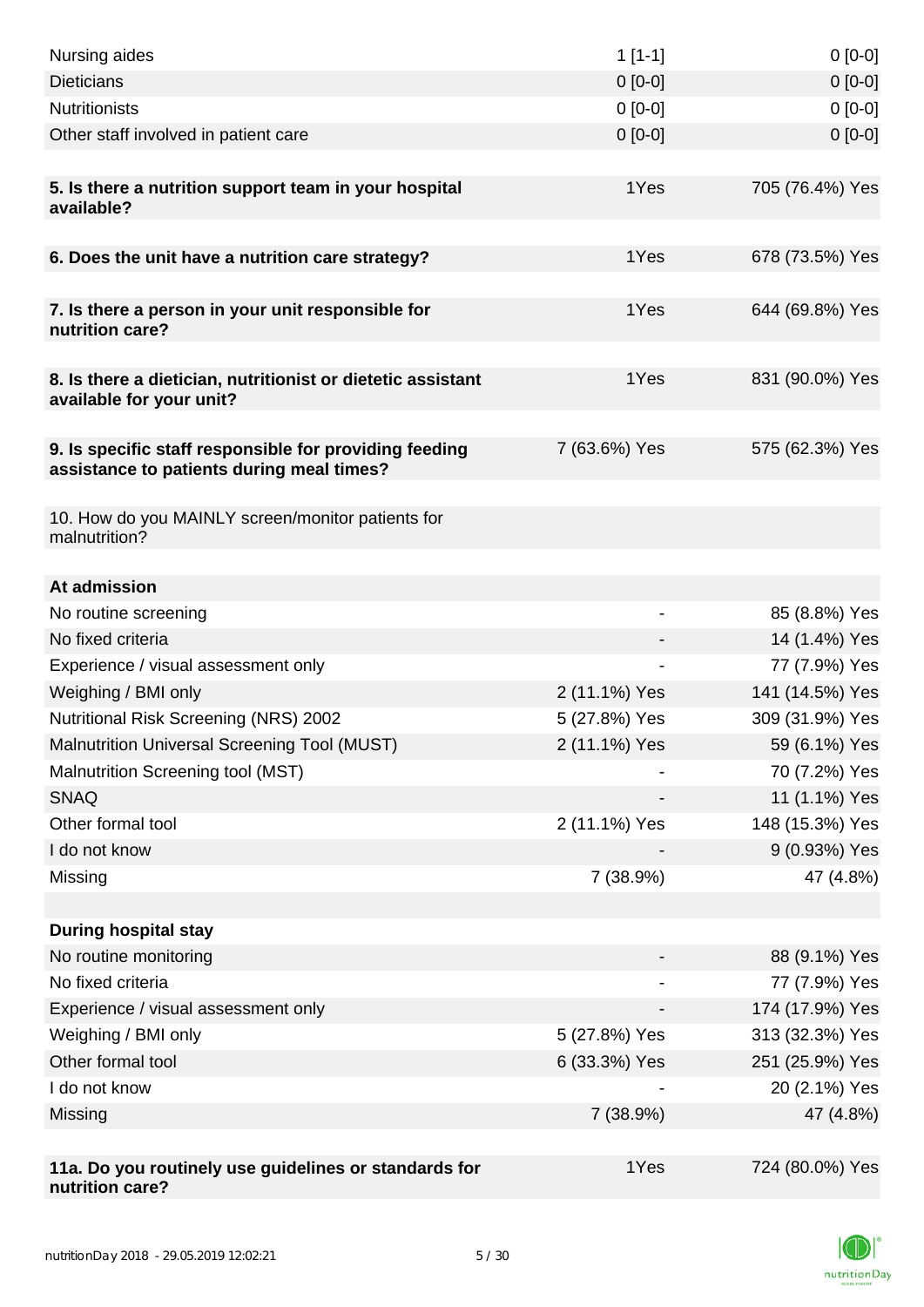| | | |
|---|---|---|
| Nursing aides | 1 [1-1] | 0 [0-0] |
| Dieticians | 0 [0-0] | 0 [0-0] |
| Nutritionists | 0 [0-0] | 0 [0-0] |
| Other staff involved in patient care | 0 [0-0] | 0 [0-0] |
| | | |
| **5. Is there a nutrition support team in your hospital available?** | 1Yes | 705 (76.4%) Yes |
| | | |
| **6. Does the unit have a nutrition care strategy?** | 1Yes | 678 (73.5%) Yes |
| | | |
| **7. Is there a person in your unit responsible for nutrition care?** | 1Yes | 644 (69.8%) Yes |
| | | |
| **8. Is there a dietician, nutritionist or dietetic assistant available for your unit?** | 1Yes | 831 (90.0%) Yes |
| | | |
| **9. Is specific staff responsible for providing feeding assistance to patients during meal times?** | 7 (63.6%) Yes | 575 (62.3%) Yes |
| | | |
| 10. How do you MAINLY screen/monitor patients for malnutrition? | | |
| | | |
| **At admission** | | |
| No routine screening | - | 85 (8.8%) Yes |
| No fixed criteria | - | 14 (1.4%) Yes |
| Experience / visual assessment only | - | 77 (7.9%) Yes |
| Weighing / BMI only | 2 (11.1%) Yes | 141 (14.5%) Yes |
| Nutritional Risk Screening (NRS) 2002 | 5 (27.8%) Yes | 309 (31.9%) Yes |
| Malnutrition Universal Screening Tool (MUST) | 2 (11.1%) Yes | 59 (6.1%) Yes |
| Malnutrition Screening tool (MST) | - | 70 (7.2%) Yes |
| SNAQ | - | 11 (1.1%) Yes |
| Other formal tool | 2 (11.1%) Yes | 148 (15.3%) Yes |
| I do not know | - | 9 (0.93%) Yes |
| Missing | 7 (38.9%) | 47 (4.8%) |
| | | |
| **During hospital stay** | | |
| No routine monitoring | - | 88 (9.1%) Yes |
| No fixed criteria | - | 77 (7.9%) Yes |
| Experience / visual assessment only | - | 174 (17.9%) Yes |
| Weighing / BMI only | 5 (27.8%) Yes | 313 (32.3%) Yes |
| Other formal tool | 6 (33.3%) Yes | 251 (25.9%) Yes |
| I do not know | - | 20 (2.1%) Yes |
| Missing | 7 (38.9%) | 47 (4.8%) |
| | | |
| **11a. Do you routinely use guidelines or standards for nutrition care?** | 1Yes | 724 (80.0%) Yes |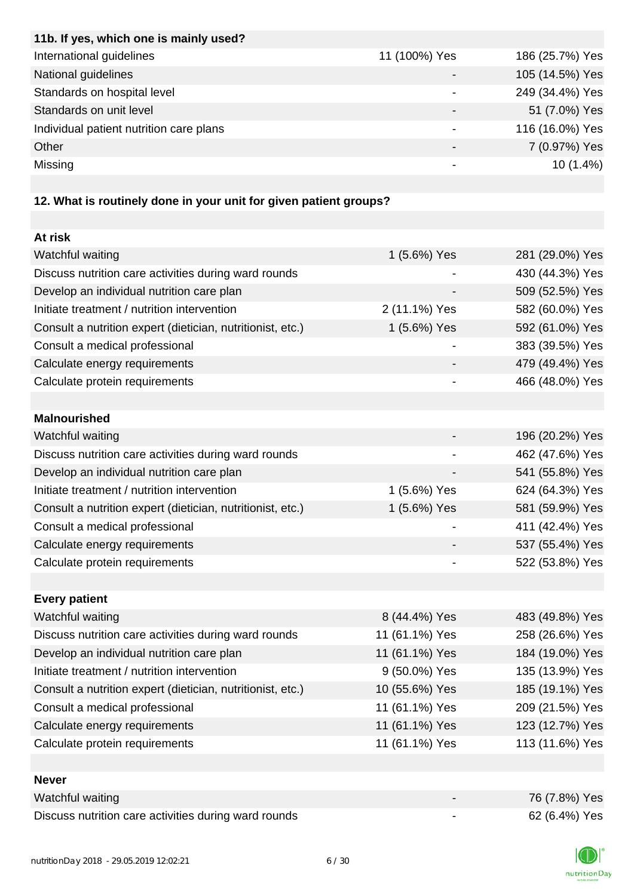| **11b. If yes, which one is mainly used?** | | |
|---|---|---|
| International guidelines | 11 (100%) Yes | 186 (25.7%) Yes |
| National guidelines | - | 105 (14.5%) Yes |
| Standards on hospital level | - | 249 (34.4%) Yes |
| Standards on unit level | - | 51 (7.0%) Yes |
| Individual patient nutrition care plans | - | 116 (16.0%) Yes |
| Other | - | 7 (0.97%) Yes |
| Missing | - | 10 (1.4%) |

**12. What is routinely done in your unit for given patient groups?**

| **At risk** | | |
|---|---|---|
| Watchful waiting | 1 (5.6%) Yes | 281 (29.0%) Yes |
| Discuss nutrition care activities during ward rounds | - | 430 (44.3%) Yes |
| Develop an individual nutrition care plan | - | 509 (52.5%) Yes |
| Initiate treatment / nutrition intervention | 2 (11.1%) Yes | 582 (60.0%) Yes |
| Consult a nutrition expert (dietician, nutritionist, etc.) | 1 (5.6%) Yes | 592 (61.0%) Yes |
| Consult a medical professional | - | 383 (39.5%) Yes |
| Calculate energy requirements | - | 479 (49.4%) Yes |
| Calculate protein requirements | - | 466 (48.0%) Yes |
| | | |
| **Malnourished** | | |
| Watchful waiting | - | 196 (20.2%) Yes |
| Discuss nutrition care activities during ward rounds | - | 462 (47.6%) Yes |
| Develop an individual nutrition care plan | - | 541 (55.8%) Yes |
| Initiate treatment / nutrition intervention | 1 (5.6%) Yes | 624 (64.3%) Yes |
| Consult a nutrition expert (dietician, nutritionist, etc.) | 1 (5.6%) Yes | 581 (59.9%) Yes |
| Consult a medical professional | - | 411 (42.4%) Yes |
| Calculate energy requirements | - | 537 (55.4%) Yes |
| Calculate protein requirements | - | 522 (53.8%) Yes |
| | | |
| **Every patient** | | |
| Watchful waiting | 8 (44.4%) Yes | 483 (49.8%) Yes |
| Discuss nutrition care activities during ward rounds | 11 (61.1%) Yes | 258 (26.6%) Yes |
| Develop an individual nutrition care plan | 11 (61.1%) Yes | 184 (19.0%) Yes |
| Initiate treatment / nutrition intervention | 9 (50.0%) Yes | 135 (13.9%) Yes |
| Consult a nutrition expert (dietician, nutritionist, etc.) | 10 (55.6%) Yes | 185 (19.1%) Yes |
| Consult a medical professional | 11 (61.1%) Yes | 209 (21.5%) Yes |
| Calculate energy requirements | 11 (61.1%) Yes | 123 (12.7%) Yes |
| Calculate protein requirements | 11 (61.1%) Yes | 113 (11.6%) Yes |
| | | |
| **Never** | | |
| Watchful waiting | - | 76 (7.8%) Yes |
| Discuss nutrition care activities during ward rounds | - | 62 (6.4%) Yes |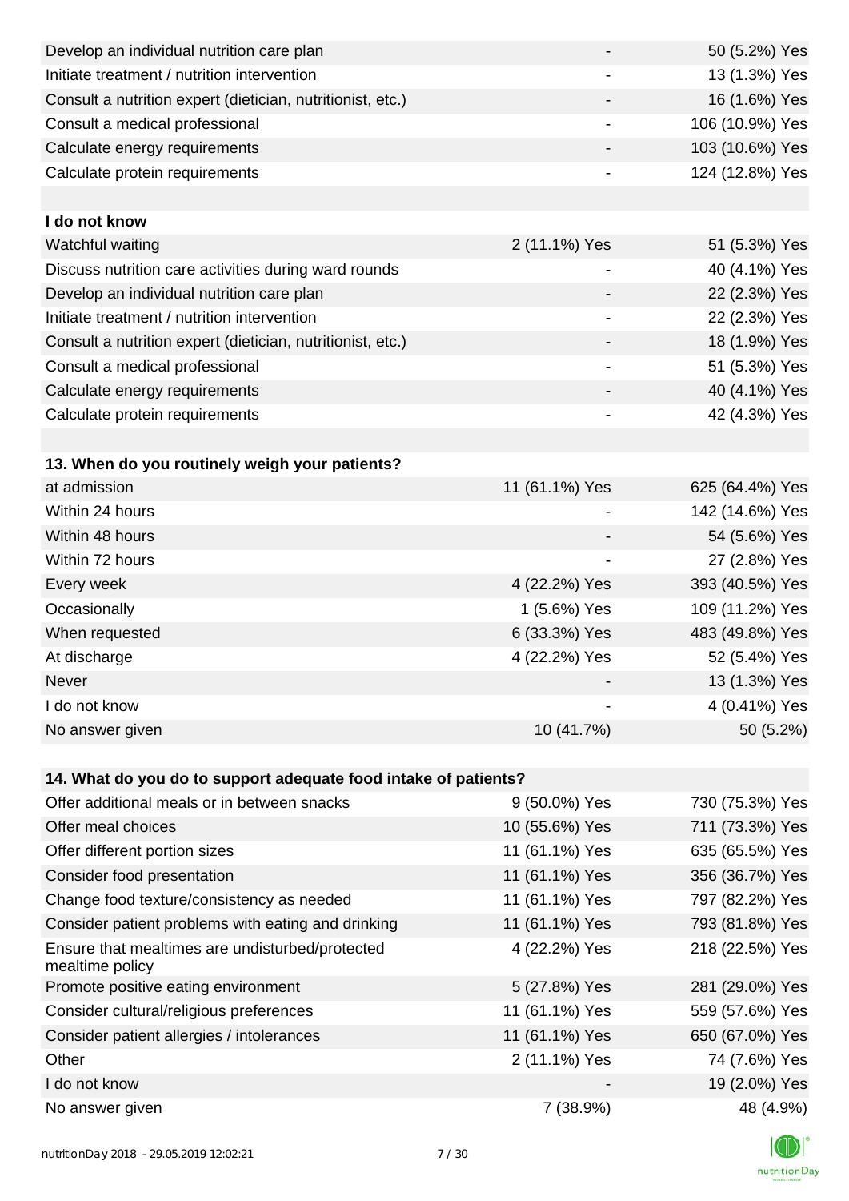| | | |
|---|---|---|
| Develop an individual nutrition care plan | - | 50 (5.2%) Yes |
| Initiate treatment / nutrition intervention | - | 13 (1.3%) Yes |
| Consult a nutrition expert (dietician, nutritionist, etc.) | - | 16 (1.6%) Yes |
| Consult a medical professional | - | 106 (10.9%) Yes |
| Calculate energy requirements | - | 103 (10.6%) Yes |
| Calculate protein requirements | - | 124 (12.8%) Yes |
| | | |
| **I do not know** | | |
| Watchful waiting | 2 (11.1%) Yes | 51 (5.3%) Yes |
| Discuss nutrition care activities during ward rounds | - | 40 (4.1%) Yes |
| Develop an individual nutrition care plan | - | 22 (2.3%) Yes |
| Initiate treatment / nutrition intervention | - | 22 (2.3%) Yes |
| Consult a nutrition expert (dietician, nutritionist, etc.) | - | 18 (1.9%) Yes |
| Consult a medical professional | - | 51 (5.3%) Yes |
| Calculate energy requirements | - | 40 (4.1%) Yes |
| Calculate protein requirements | - | 42 (4.3%) Yes |

| **13. When do you routinely weigh your patients?** | | |
|---|---|---|
| at admission | 11 (61.1%) Yes | 625 (64.4%) Yes |
| Within 24 hours | - | 142 (14.6%) Yes |
| Within 48 hours | - | 54 (5.6%) Yes |
| Within 72 hours | - | 27 (2.8%) Yes |
| Every week | 4 (22.2%) Yes | 393 (40.5%) Yes |
| Occasionally | 1 (5.6%) Yes | 109 (11.2%) Yes |
| When requested | 6 (33.3%) Yes | 483 (49.8%) Yes |
| At discharge | 4 (22.2%) Yes | 52 (5.4%) Yes |
| Never | - | 13 (1.3%) Yes |
| I do not know | - | 4 (0.41%) Yes |
| No answer given | 10 (41.7%) | 50 (5.2%) |

| **14. What do you do to support adequate food intake of patients?** | | |
|---|---|---|
| Offer additional meals or in between snacks | 9 (50.0%) Yes | 730 (75.3%) Yes |
| Offer meal choices | 10 (55.6%) Yes | 711 (73.3%) Yes |
| Offer different portion sizes | 11 (61.1%) Yes | 635 (65.5%) Yes |
| Consider food presentation | 11 (61.1%) Yes | 356 (36.7%) Yes |
| Change food texture/consistency as needed | 11 (61.1%) Yes | 797 (82.2%) Yes |
| Consider patient problems with eating and drinking | 11 (61.1%) Yes | 793 (81.8%) Yes |
| Ensure that mealtimes are undisturbed/protected mealtime policy | 4 (22.2%) Yes | 218 (22.5%) Yes |
| Promote positive eating environment | 5 (27.8%) Yes | 281 (29.0%) Yes |
| Consider cultural/religious preferences | 11 (61.1%) Yes | 559 (57.6%) Yes |
| Consider patient allergies / intolerances | 11 (61.1%) Yes | 650 (67.0%) Yes |
| Other | 2 (11.1%) Yes | 74 (7.6%) Yes |
| I do not know | - | 19 (2.0%) Yes |
| No answer given | 7 (38.9%) | 48 (4.9%) |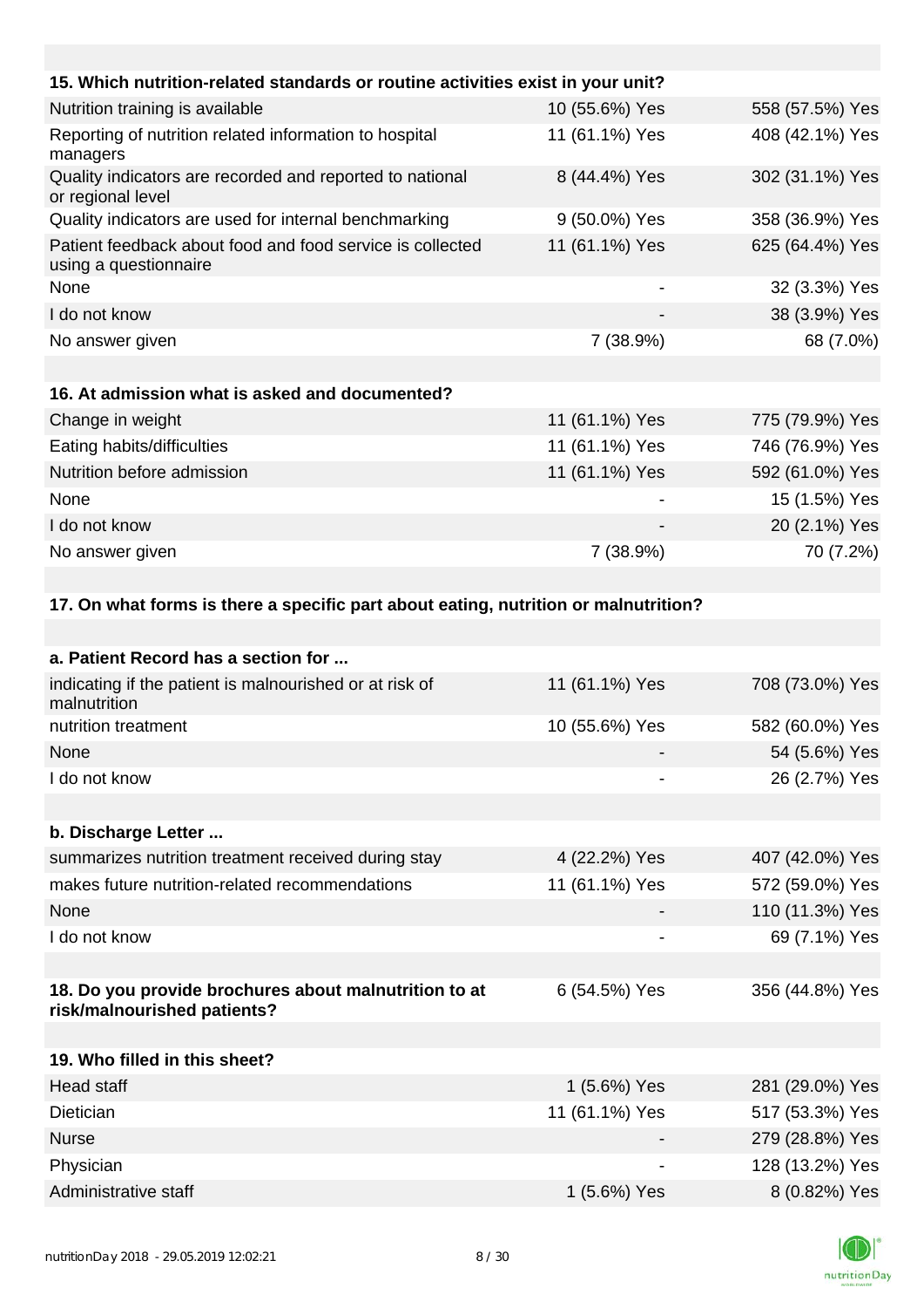| 15. Which nutrition-related standards or routine activities exist in your unit? | | |
|---|---|---|
| Nutrition training is available | 10 (55.6%) Yes | 558 (57.5%) Yes |
| Reporting of nutrition related information to hospital managers | 11 (61.1%) Yes | 408 (42.1%) Yes |
| Quality indicators are recorded and reported to national or regional level | 8 (44.4%) Yes | 302 (31.1%) Yes |
| Quality indicators are used for internal benchmarking | 9 (50.0%) Yes | 358 (36.9%) Yes |
| Patient feedback about food and food service is collected using a questionnaire | 11 (61.1%) Yes | 625 (64.4%) Yes |
| None | - | 32 (3.3%) Yes |
| I do not know | - | 38 (3.9%) Yes |
| No answer given | 7 (38.9%) | 68 (7.0%) |

| 16. At admission what is asked and documented? | | |
|---|---|---|
| Change in weight | 11 (61.1%) Yes | 775 (79.9%) Yes |
| Eating habits/difficulties | 11 (61.1%) Yes | 746 (76.9%) Yes |
| Nutrition before admission | 11 (61.1%) Yes | 592 (61.0%) Yes |
| None | - | 15 (1.5%) Yes |
| I do not know | - | 20 (2.1%) Yes |
| No answer given | 7 (38.9%) | 70 (7.2%) |

**17. On what forms is there a specific part about eating, nutrition or malnutrition?**

| a. Patient Record has a section for ... | | |
|---|---|---|
| indicating if the patient is malnourished or at risk of malnutrition | 11 (61.1%) Yes | 708 (73.0%) Yes |
| nutrition treatment | 10 (55.6%) Yes | 582 (60.0%) Yes |
| None | - | 54 (5.6%) Yes |
| I do not know | - | 26 (2.7%) Yes |

| b. Discharge Letter ... | | |
|---|---|---|
| summarizes nutrition treatment received during stay | 4 (22.2%) Yes | 407 (42.0%) Yes |
| makes future nutrition-related recommendations | 11 (61.1%) Yes | 572 (59.0%) Yes |
| None | - | 110 (11.3%) Yes |
| I do not know | - | 69 (7.1%) Yes |

| 18. Do you provide brochures about malnutrition to at risk/malnourished patients? | 6 (54.5%) Yes | 356 (44.8%) Yes |
|---|---|---|

| 19. Who filled in this sheet? | | |
|---|---|---|
| Head staff | 1 (5.6%) Yes | 281 (29.0%) Yes |
| Dietician | 11 (61.1%) Yes | 517 (53.3%) Yes |
| Nurse | - | 279 (28.8%) Yes |
| Physician | - | 128 (13.2%) Yes |
| Administrative staff | 1 (5.6%) Yes | 8 (0.82%) Yes |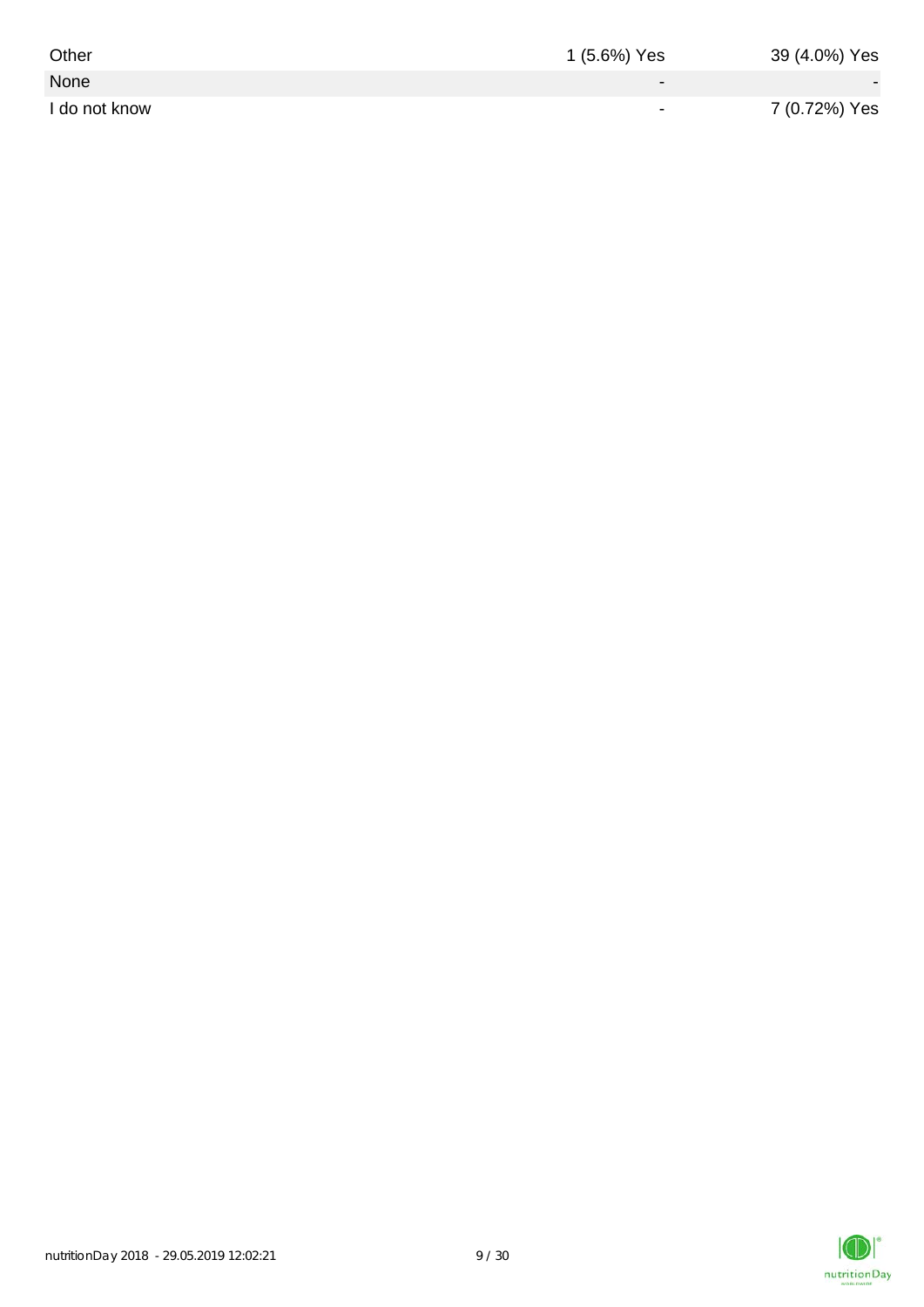| | | |
|---|---|---|
| Other | 1 (5.6%) Yes | 39 (4.0%) Yes |
| None | - | - |
| I do not know | - | 7 (0.72%) Yes |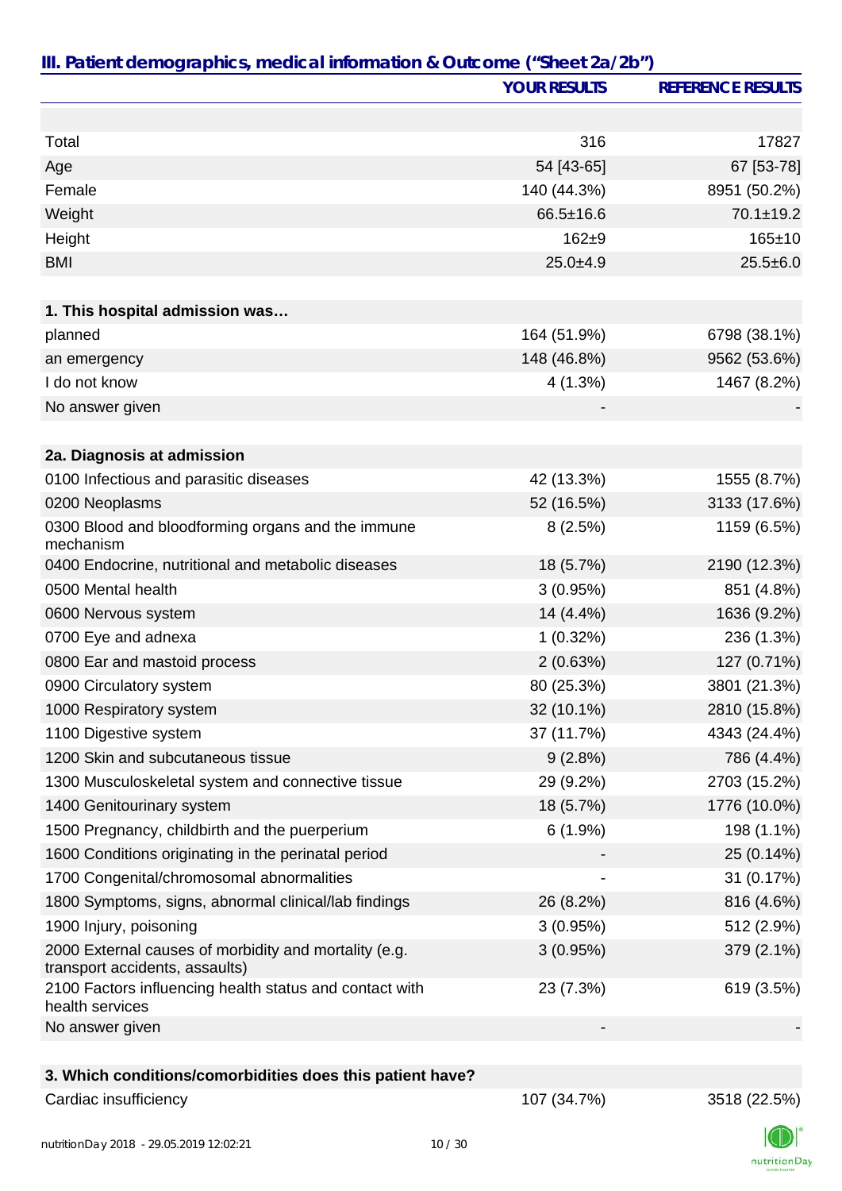## III. Patient demographics, medical information & Outcome ("Sheet 2a/2b")

| | YOUR RESULTS | REFERENCE RESULTS |
|---|---|---|
| | | |
| Total | 316 | 17827 |
| Age | 54 [43-65] | 67 [53-78] |
| Female | 140 (44.3%) | 8951 (50.2%) |
| Weight | 66.5±16.6 | 70.1±19.2 |
| Height | 162±9 | 165±10 |
| BMI | 25.0±4.9 | 25.5±6.0 |
| | | |
| **1. This hospital admission was…** | | |
| planned | 164 (51.9%) | 6798 (38.1%) |
| an emergency | 148 (46.8%) | 9562 (53.6%) |
| I do not know | 4 (1.3%) | 1467 (8.2%) |
| No answer given | - | - |
| | | |
| **2a. Diagnosis at admission** | | |
| 0100 Infectious and parasitic diseases | 42 (13.3%) | 1555 (8.7%) |
| 0200 Neoplasms | 52 (16.5%) | 3133 (17.6%) |
| 0300 Blood and bloodforming organs and the immune mechanism | 8 (2.5%) | 1159 (6.5%) |
| 0400 Endocrine, nutritional and metabolic diseases | 18 (5.7%) | 2190 (12.3%) |
| 0500 Mental health | 3 (0.95%) | 851 (4.8%) |
| 0600 Nervous system | 14 (4.4%) | 1636 (9.2%) |
| 0700 Eye and adnexa | 1 (0.32%) | 236 (1.3%) |
| 0800 Ear and mastoid process | 2 (0.63%) | 127 (0.71%) |
| 0900 Circulatory system | 80 (25.3%) | 3801 (21.3%) |
| 1000 Respiratory system | 32 (10.1%) | 2810 (15.8%) |
| 1100 Digestive system | 37 (11.7%) | 4343 (24.4%) |
| 1200 Skin and subcutaneous tissue | 9 (2.8%) | 786 (4.4%) |
| 1300 Musculoskeletal system and connective tissue | 29 (9.2%) | 2703 (15.2%) |
| 1400 Genitourinary system | 18 (5.7%) | 1776 (10.0%) |
| 1500 Pregnancy, childbirth and the puerperium | 6 (1.9%) | 198 (1.1%) |
| 1600 Conditions originating in the perinatal period | - | 25 (0.14%) |
| 1700 Congenital/chromosomal abnormalities | - | 31 (0.17%) |
| 1800 Symptoms, signs, abnormal clinical/lab findings | 26 (8.2%) | 816 (4.6%) |
| 1900 Injury, poisoning | 3 (0.95%) | 512 (2.9%) |
| 2000 External causes of morbidity and mortality (e.g. transport accidents, assaults) | 3 (0.95%) | 379 (2.1%) |
| 2100 Factors influencing health status and contact with health services | 23 (7.3%) | 619 (3.5%) |
| No answer given | - | - |
| | | |
| **3. Which conditions/comorbidities does this patient have?** | | |
| Cardiac insufficiency | 107 (34.7%) | 3518 (22.5%) |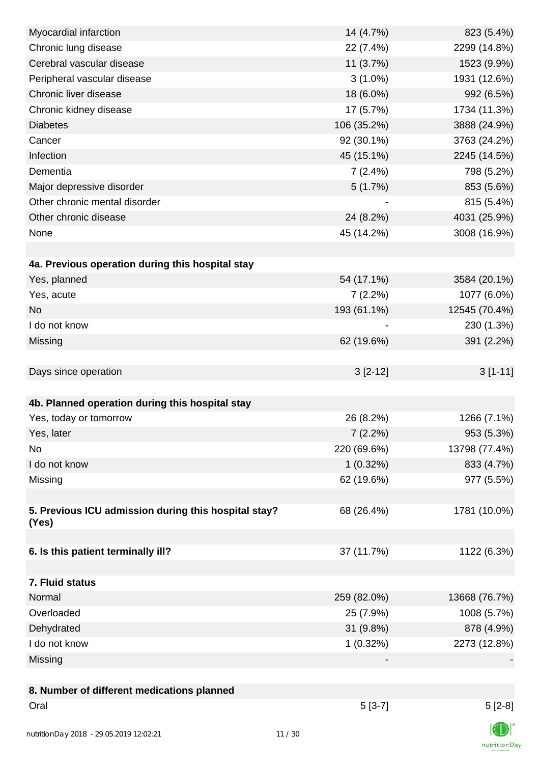| | | |
|---|---|---|
| Myocardial infarction | 14 (4.7%) | 823 (5.4%) |
| Chronic lung disease | 22 (7.4%) | 2299 (14.8%) |
| Cerebral vascular disease | 11 (3.7%) | 1523 (9.9%) |
| Peripheral vascular disease | 3 (1.0%) | 1931 (12.6%) |
| Chronic liver disease | 18 (6.0%) | 992 (6.5%) |
| Chronic kidney disease | 17 (5.7%) | 1734 (11.3%) |
| Diabetes | 106 (35.2%) | 3888 (24.9%) |
| Cancer | 92 (30.1%) | 3763 (24.2%) |
| Infection | 45 (15.1%) | 2245 (14.5%) |
| Dementia | 7 (2.4%) | 798 (5.2%) |
| Major depressive disorder | 5 (1.7%) | 853 (5.6%) |
| Other chronic mental disorder | - | 815 (5.4%) |
| Other chronic disease | 24 (8.2%) | 4031 (25.9%) |
| None | 45 (14.2%) | 3008 (16.9%) |
| | | |
| **4a. Previous operation during this hospital stay** | | |
| Yes, planned | 54 (17.1%) | 3584 (20.1%) |
| Yes, acute | 7 (2.2%) | 1077 (6.0%) |
| No | 193 (61.1%) | 12545 (70.4%) |
| I do not know | - | 230 (1.3%) |
| Missing | 62 (19.6%) | 391 (2.2%) |
| | | |
| Days since operation | 3 [2-12] | 3 [1-11] |
| | | |
| **4b. Planned operation during this hospital stay** | | |
| Yes, today or tomorrow | 26 (8.2%) | 1266 (7.1%) |
| Yes, later | 7 (2.2%) | 953 (5.3%) |
| No | 220 (69.6%) | 13798 (77.4%) |
| I do not know | 1 (0.32%) | 833 (4.7%) |
| Missing | 62 (19.6%) | 977 (5.5%) |
| | | |
| **5. Previous ICU admission during this hospital stay? (Yes)** | 68 (26.4%) | 1781 (10.0%) |
| | | |
| **6. Is this patient terminally ill?** | 37 (11.7%) | 1122 (6.3%) |
| | | |
| **7. Fluid status** | | |
| Normal | 259 (82.0%) | 13668 (76.7%) |
| Overloaded | 25 (7.9%) | 1008 (5.7%) |
| Dehydrated | 31 (9.8%) | 878 (4.9%) |
| I do not know | 1 (0.32%) | 2273 (12.8%) |
| Missing | - | - |
| | | |
| **8. Number of different medications planned** | | |
| Oral | 5 [3-7] | 5 [2-8] |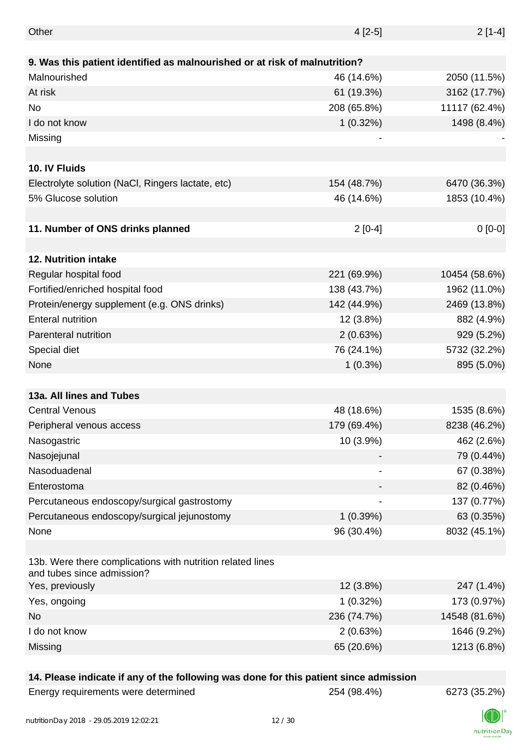| | | |
|---|---|---|
| Other | 4 [2-5] | 2 [1-4] |
| | | |
| **9. Was this patient identified as malnourished or at risk of malnutrition?** | | |
| Malnourished | 46 (14.6%) | 2050 (11.5%) |
| At risk | 61 (19.3%) | 3162 (17.7%) |
| No | 208 (65.8%) | 11117 (62.4%) |
| I do not know | 1 (0.32%) | 1498 (8.4%) |
| Missing | - | - |
| | | |
| **10. IV Fluids** | | |
| Electrolyte solution (NaCl, Ringers lactate, etc) | 154 (48.7%) | 6470 (36.3%) |
| 5% Glucose solution | 46 (14.6%) | 1853 (10.4%) |
| | | |
| **11. Number of ONS drinks planned** | 2 [0-4] | 0 [0-0] |
| | | |
| **12. Nutrition intake** | | |
| Regular hospital food | 221 (69.9%) | 10454 (58.6%) |
| Fortified/enriched hospital food | 138 (43.7%) | 1962 (11.0%) |
| Protein/energy supplement (e.g. ONS drinks) | 142 (44.9%) | 2469 (13.8%) |
| Enteral nutrition | 12 (3.8%) | 882 (4.9%) |
| Parenteral nutrition | 2 (0.63%) | 929 (5.2%) |
| Special diet | 76 (24.1%) | 5732 (32.2%) |
| None | 1 (0.3%) | 895 (5.0%) |
| | | |
| **13a. All lines and Tubes** | | |
| Central Venous | 48 (18.6%) | 1535 (8.6%) |
| Peripheral venous access | 179 (69.4%) | 8238 (46.2%) |
| Nasogastric | 10 (3.9%) | 462 (2.6%) |
| Nasojejunal | - | 79 (0.44%) |
| Nasoduadenal | - | 67 (0.38%) |
| Enterostoma | - | 82 (0.46%) |
| Percutaneous endoscopy/surgical gastrostomy | - | 137 (0.77%) |
| Percutaneous endoscopy/surgical jejunostomy | 1 (0.39%) | 63 (0.35%) |
| None | 96 (30.4%) | 8032 (45.1%) |
| | | |
| 13b. Were there complications with nutrition related lines and tubes since admission? | | |
| Yes, previously | 12 (3.8%) | 247 (1.4%) |
| Yes, ongoing | 1 (0.32%) | 173 (0.97%) |
| No | 236 (74.7%) | 14548 (81.6%) |
| I do not know | 2 (0.63%) | 1646 (9.2%) |
| Missing | 65 (20.6%) | 1213 (6.8%) |
| | | |
| **14. Please indicate if any of the following was done for this patient since admission** | | |
| Energy requirements were determined | 254 (98.4%) | 6273 (35.2%) |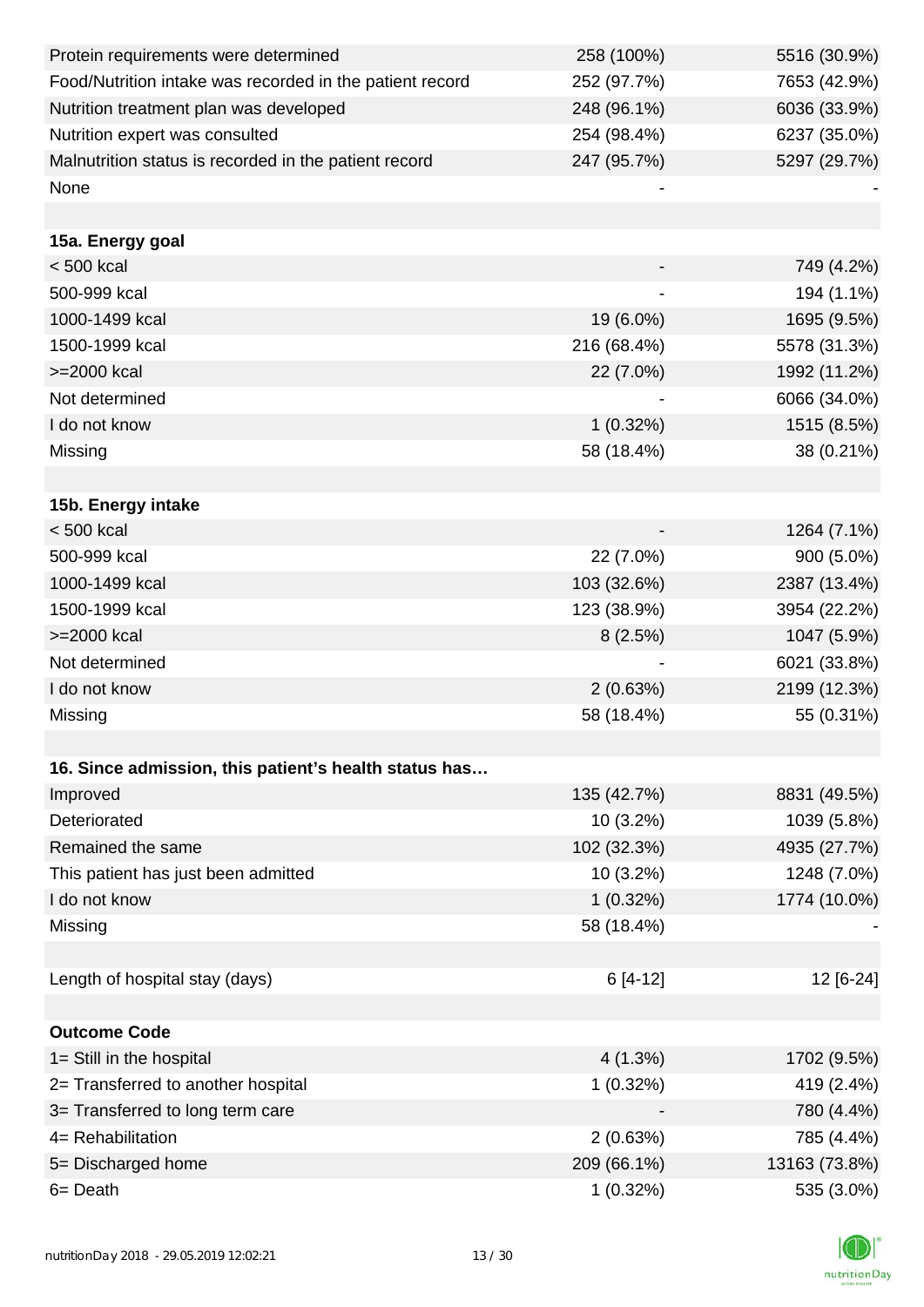| | | |
|---|---|---|
| Protein requirements were determined | 258 (100%) | 5516 (30.9%) |
| Food/Nutrition intake was recorded in the patient record | 252 (97.7%) | 7653 (42.9%) |
| Nutrition treatment plan was developed | 248 (96.1%) | 6036 (33.9%) |
| Nutrition expert was consulted | 254 (98.4%) | 6237 (35.0%) |
| Malnutrition status is recorded in the patient record | 247 (95.7%) | 5297 (29.7%) |
| None | - | - |
| | | |
| **15a. Energy goal** | | |
| < 500 kcal | - | 749 (4.2%) |
| 500-999 kcal | - | 194 (1.1%) |
| 1000-1499 kcal | 19 (6.0%) | 1695 (9.5%) |
| 1500-1999 kcal | 216 (68.4%) | 5578 (31.3%) |
| >=2000 kcal | 22 (7.0%) | 1992 (11.2%) |
| Not determined | - | 6066 (34.0%) |
| I do not know | 1 (0.32%) | 1515 (8.5%) |
| Missing | 58 (18.4%) | 38 (0.21%) |
| | | |
| **15b. Energy intake** | | |
| < 500 kcal | - | 1264 (7.1%) |
| 500-999 kcal | 22 (7.0%) | 900 (5.0%) |
| 1000-1499 kcal | 103 (32.6%) | 2387 (13.4%) |
| 1500-1999 kcal | 123 (38.9%) | 3954 (22.2%) |
| >=2000 kcal | 8 (2.5%) | 1047 (5.9%) |
| Not determined | - | 6021 (33.8%) |
| I do not know | 2 (0.63%) | 2199 (12.3%) |
| Missing | 58 (18.4%) | 55 (0.31%) |
| | | |
| **16. Since admission, this patient's health status has…** | | |
| Improved | 135 (42.7%) | 8831 (49.5%) |
| Deteriorated | 10 (3.2%) | 1039 (5.8%) |
| Remained the same | 102 (32.3%) | 4935 (27.7%) |
| This patient has just been admitted | 10 (3.2%) | 1248 (7.0%) |
| I do not know | 1 (0.32%) | 1774 (10.0%) |
| Missing | 58 (18.4%) | - |
| | | |
| Length of hospital stay (days) | 6 [4-12] | 12 [6-24] |
| | | |
| **Outcome Code** | | |
| 1= Still in the hospital | 4 (1.3%) | 1702 (9.5%) |
| 2= Transferred to another hospital | 1 (0.32%) | 419 (2.4%) |
| 3= Transferred to long term care | - | 780 (4.4%) |
| 4= Rehabilitation | 2 (0.63%) | 785 (4.4%) |
| 5= Discharged home | 209 (66.1%) | 13163 (73.8%) |
| 6= Death | 1 (0.32%) | 535 (3.0%) |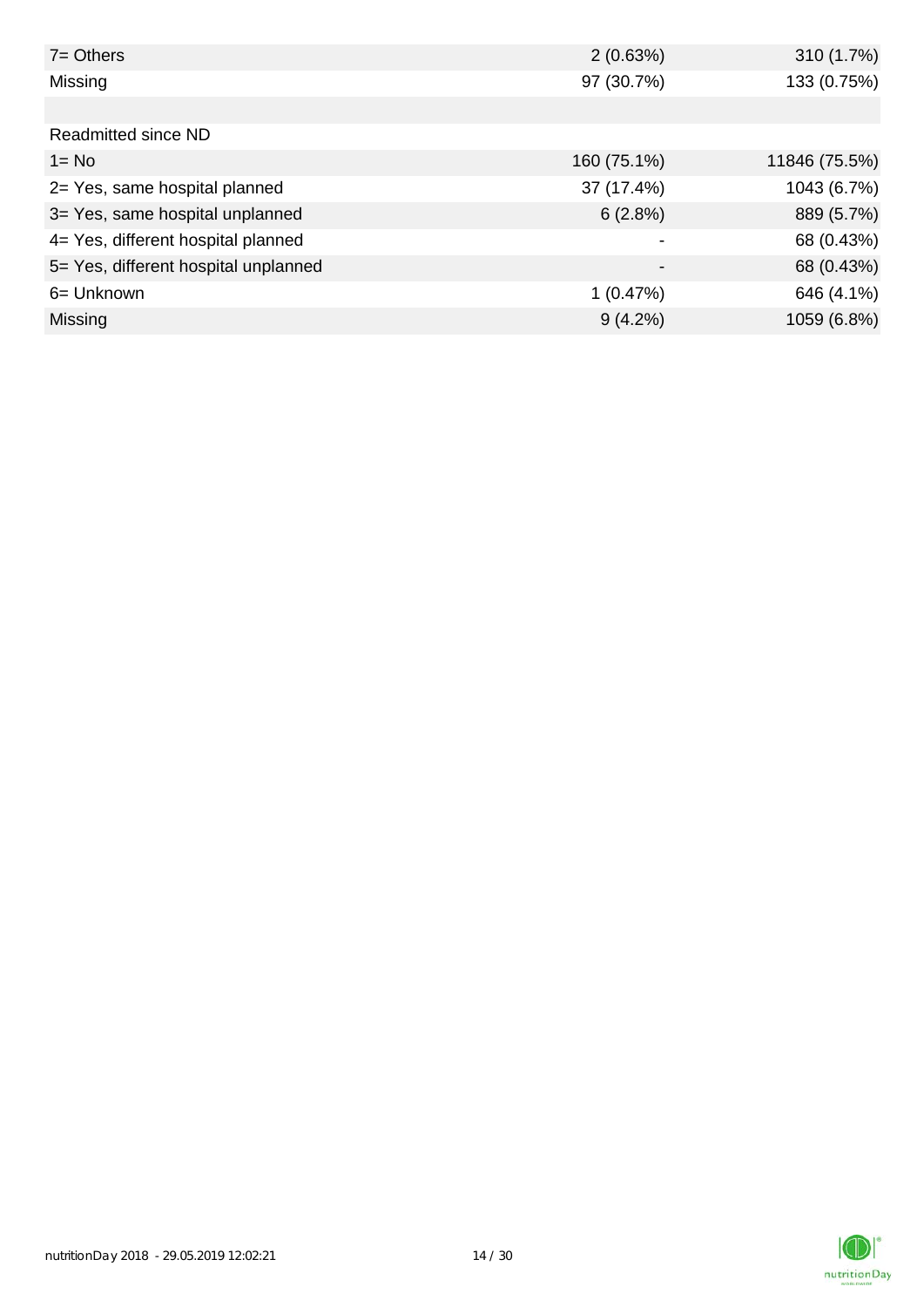| | | |
|---|---|---|
| 7= Others | 2 (0.63%) | 310 (1.7%) |
| Missing | 97 (30.7%) | 133 (0.75%) |
| | | |
| Readmitted since ND | | |
| 1= No | 160 (75.1%) | 11846 (75.5%) |
| 2= Yes, same hospital planned | 37 (17.4%) | 1043 (6.7%) |
| 3= Yes, same hospital unplanned | 6 (2.8%) | 889 (5.7%) |
| 4= Yes, different hospital planned | - | 68 (0.43%) |
| 5= Yes, different hospital unplanned | - | 68 (0.43%) |
| 6= Unknown | 1 (0.47%) | 646 (4.1%) |
| Missing | 9 (4.2%) | 1059 (6.8%) |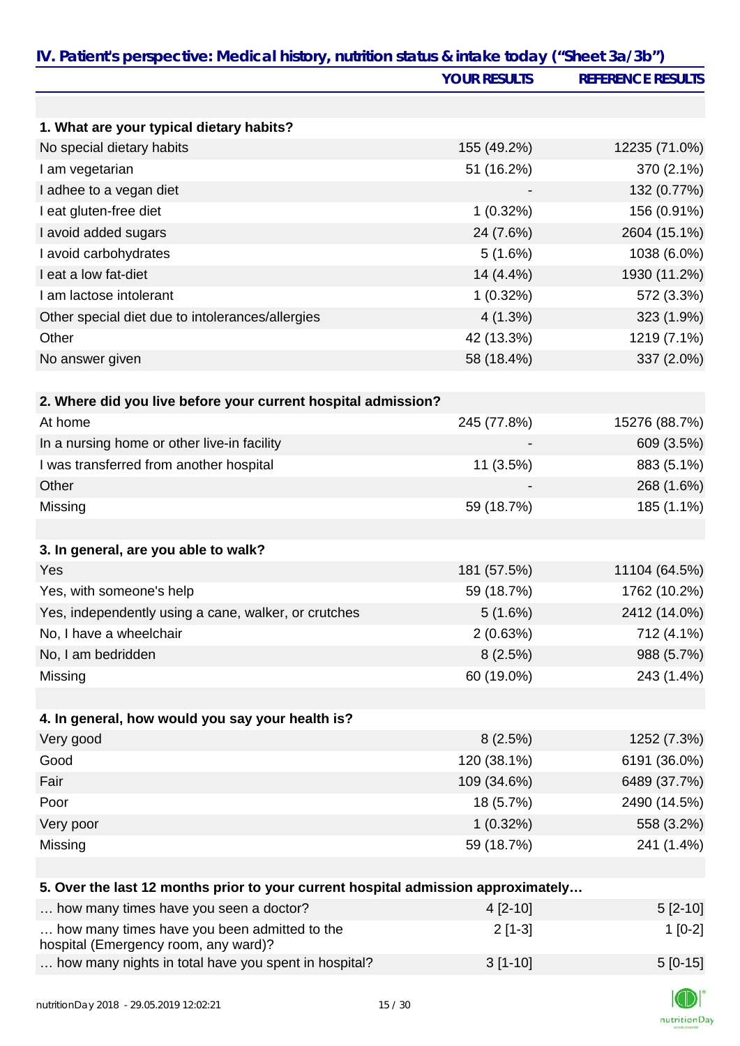## IV. Patient's perspective: Medical history, nutrition status & intake today ("Sheet 3a/3b")

| | YOUR RESULTS | REFERENCE RESULTS |
|---|---|---|
| **1. What are your typical dietary habits?** | | |
| No special dietary habits | 155 (49.2%) | 12235 (71.0%) |
| I am vegetarian | 51 (16.2%) | 370 (2.1%) |
| I adhee to a vegan diet | - | 132 (0.77%) |
| I eat gluten-free diet | 1 (0.32%) | 156 (0.91%) |
| I avoid added sugars | 24 (7.6%) | 2604 (15.1%) |
| I avoid carbohydrates | 5 (1.6%) | 1038 (6.0%) |
| I eat a low fat-diet | 14 (4.4%) | 1930 (11.2%) |
| I am lactose intolerant | 1 (0.32%) | 572 (3.3%) |
| Other special diet due to intolerances/allergies | 4 (1.3%) | 323 (1.9%) |
| Other | 42 (13.3%) | 1219 (7.1%) |
| No answer given | 58 (18.4%) | 337 (2.0%) |
| **2. Where did you live before your current hospital admission?** | | |
| At home | 245 (77.8%) | 15276 (88.7%) |
| In a nursing home or other live-in facility | - | 609 (3.5%) |
| I was transferred from another hospital | 11 (3.5%) | 883 (5.1%) |
| Other | - | 268 (1.6%) |
| Missing | 59 (18.7%) | 185 (1.1%) |
| **3. In general, are you able to walk?** | | |
| Yes | 181 (57.5%) | 11104 (64.5%) |
| Yes, with someone's help | 59 (18.7%) | 1762 (10.2%) |
| Yes, independently using a cane, walker, or crutches | 5 (1.6%) | 2412 (14.0%) |
| No, I have a wheelchair | 2 (0.63%) | 712 (4.1%) |
| No, I am bedridden | 8 (2.5%) | 988 (5.7%) |
| Missing | 60 (19.0%) | 243 (1.4%) |
| **4. In general, how would you say your health is?** | | |
| Very good | 8 (2.5%) | 1252 (7.3%) |
| Good | 120 (38.1%) | 6191 (36.0%) |
| Fair | 109 (34.6%) | 6489 (37.7%) |
| Poor | 18 (5.7%) | 2490 (14.5%) |
| Very poor | 1 (0.32%) | 558 (3.2%) |
| Missing | 59 (18.7%) | 241 (1.4%) |
| **5. Over the last 12 months prior to your current hospital admission approximately…** | | |
| … how many times have you seen a doctor? | 4 [2-10] | 5 [2-10] |
| … how many times have you been admitted to the hospital (Emergency room, any ward)? | 2 [1-3] | 1 [0-2] |
| … how many nights in total have you spent in hospital? | 3 [1-10] | 5 [0-15] |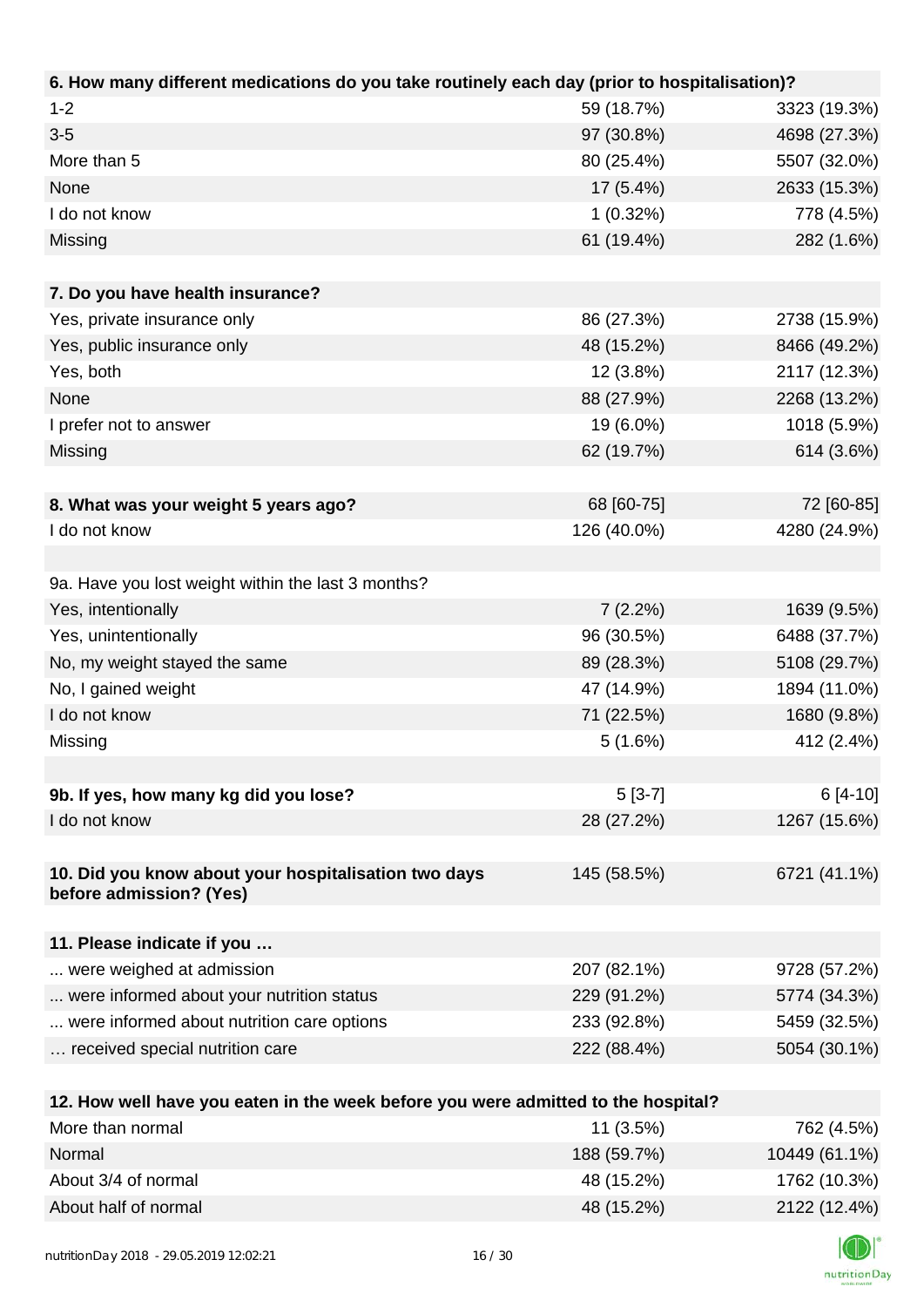| 6. How many different medications do you take routinely each day (prior to hospitalisation)? | | |
|---|---|---|
| 1-2 | 59 (18.7%) | 3323 (19.3%) |
| 3-5 | 97 (30.8%) | 4698 (27.3%) |
| More than 5 | 80 (25.4%) | 5507 (32.0%) |
| None | 17 (5.4%) | 2633 (15.3%) |
| I do not know | 1 (0.32%) | 778 (4.5%) |
| Missing | 61 (19.4%) | 282 (1.6%) |

| 7. Do you have health insurance? | | |
|---|---|---|
| Yes, private insurance only | 86 (27.3%) | 2738 (15.9%) |
| Yes, public insurance only | 48 (15.2%) | 8466 (49.2%) |
| Yes, both | 12 (3.8%) | 2117 (12.3%) |
| None | 88 (27.9%) | 2268 (13.2%) |
| I prefer not to answer | 19 (6.0%) | 1018 (5.9%) |
| Missing | 62 (19.7%) | 614 (3.6%) |

| 8. What was your weight 5 years ago? | 68 [60-75] | 72 [60-85] |
|---|---|---|
| I do not know | 126 (40.0%) | 4280 (24.9%) |

| 9a. Have you lost weight within the last 3 months? | | |
|---|---|---|
| Yes, intentionally | 7 (2.2%) | 1639 (9.5%) |
| Yes, unintentionally | 96 (30.5%) | 6488 (37.7%) |
| No, my weight stayed the same | 89 (28.3%) | 5108 (29.7%) |
| No, I gained weight | 47 (14.9%) | 1894 (11.0%) |
| I do not know | 71 (22.5%) | 1680 (9.8%) |
| Missing | 5 (1.6%) | 412 (2.4%) |

| 9b. If yes, how many kg did you lose? | 5 [3-7] | 6 [4-10] |
|---|---|---|
| I do not know | 28 (27.2%) | 1267 (15.6%) |

| 10. Did you know about your hospitalisation two days before admission? (Yes) | 145 (58.5%) | 6721 (41.1%) |
|---|---|---|

| 11. Please indicate if you … | | |
|---|---|---|
| ... were weighed at admission | 207 (82.1%) | 9728 (57.2%) |
| ... were informed about your nutrition status | 229 (91.2%) | 5774 (34.3%) |
| ... were informed about nutrition care options | 233 (92.8%) | 5459 (32.5%) |
| … received special nutrition care | 222 (88.4%) | 5054 (30.1%) |

| 12. How well have you eaten in the week before you were admitted to the hospital? | | |
|---|---|---|
| More than normal | 11 (3.5%) | 762 (4.5%) |
| Normal | 188 (59.7%) | 10449 (61.1%) |
| About 3/4 of normal | 48 (15.2%) | 1762 (10.3%) |
| About half of normal | 48 (15.2%) | 2122 (12.4%) |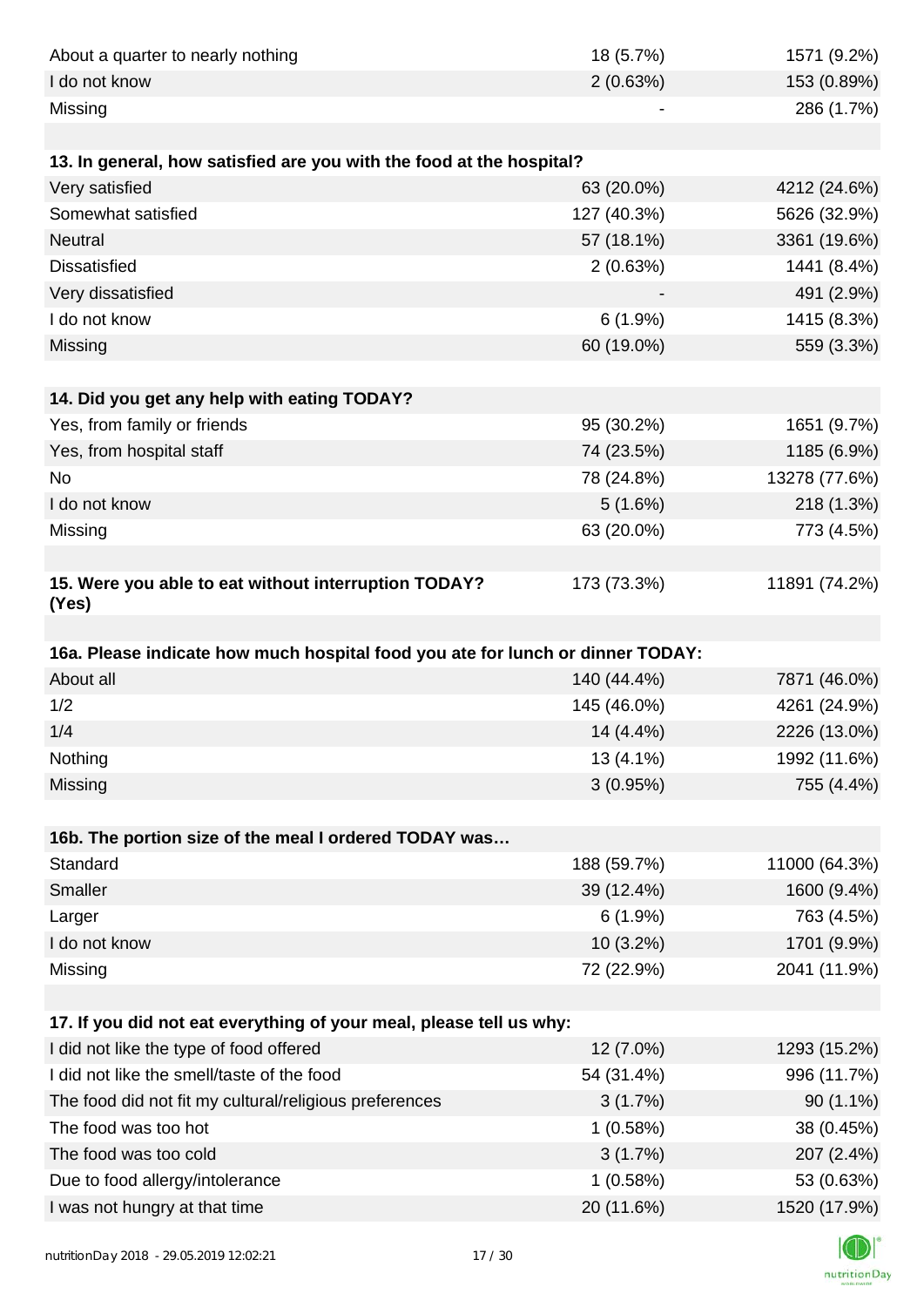| | | |
|---|---|---|
| About a quarter to nearly nothing | 18 (5.7%) | 1571 (9.2%) |
| I do not know | 2 (0.63%) | 153 (0.89%) |
| Missing | - | 286 (1.7%) |

| 13. In general, how satisfied are you with the food at the hospital? | | |
|---|---|---|
| Very satisfied | 63 (20.0%) | 4212 (24.6%) |
| Somewhat satisfied | 127 (40.3%) | 5626 (32.9%) |
| Neutral | 57 (18.1%) | 3361 (19.6%) |
| Dissatisfied | 2 (0.63%) | 1441 (8.4%) |
| Very dissatisfied | - | 491 (2.9%) |
| I do not know | 6 (1.9%) | 1415 (8.3%) |
| Missing | 60 (19.0%) | 559 (3.3%) |

| 14. Did you get any help with eating TODAY? | | |
|---|---|---|
| Yes, from family or friends | 95 (30.2%) | 1651 (9.7%) |
| Yes, from hospital staff | 74 (23.5%) | 1185 (6.9%) |
| No | 78 (24.8%) | 13278 (77.6%) |
| I do not know | 5 (1.6%) | 218 (1.3%) |
| Missing | 63 (20.0%) | 773 (4.5%) |

| 15. Were you able to eat without interruption TODAY? (Yes) | 173 (73.3%) | 11891 (74.2%) |
|---|---|---|

| 16a. Please indicate how much hospital food you ate for lunch or dinner TODAY: | | |
|---|---|---|
| About all | 140 (44.4%) | 7871 (46.0%) |
| 1/2 | 145 (46.0%) | 4261 (24.9%) |
| 1/4 | 14 (4.4%) | 2226 (13.0%) |
| Nothing | 13 (4.1%) | 1992 (11.6%) |
| Missing | 3 (0.95%) | 755 (4.4%) |

| 16b. The portion size of the meal I ordered TODAY was… | | |
|---|---|---|
| Standard | 188 (59.7%) | 11000 (64.3%) |
| Smaller | 39 (12.4%) | 1600 (9.4%) |
| Larger | 6 (1.9%) | 763 (4.5%) |
| I do not know | 10 (3.2%) | 1701 (9.9%) |
| Missing | 72 (22.9%) | 2041 (11.9%) |

| 17. If you did not eat everything of your meal, please tell us why: | | |
|---|---|---|
| I did not like the type of food offered | 12 (7.0%) | 1293 (15.2%) |
| I did not like the smell/taste of the food | 54 (31.4%) | 996 (11.7%) |
| The food did not fit my cultural/religious preferences | 3 (1.7%) | 90 (1.1%) |
| The food was too hot | 1 (0.58%) | 38 (0.45%) |
| The food was too cold | 3 (1.7%) | 207 (2.4%) |
| Due to food allergy/intolerance | 1 (0.58%) | 53 (0.63%) |
| I was not hungry at that time | 20 (11.6%) | 1520 (17.9%) |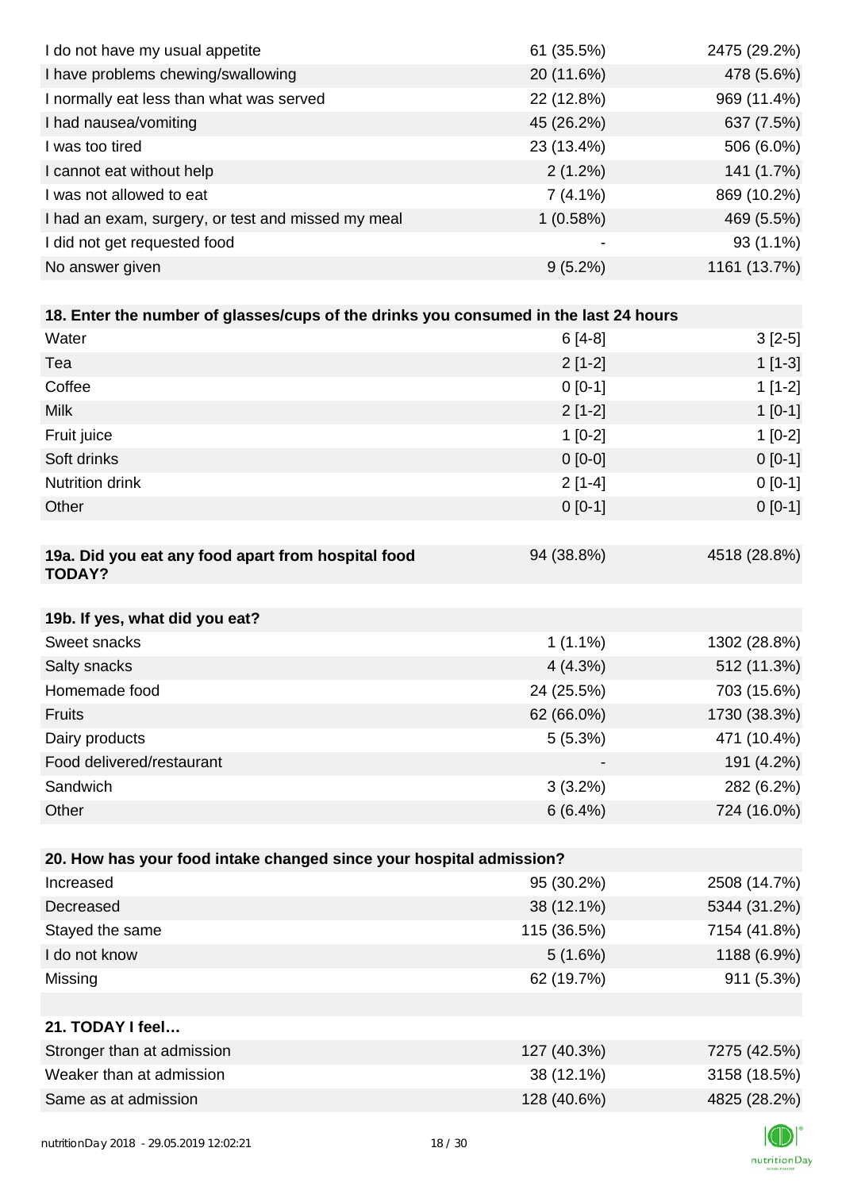| | | |
|---|---|---|
| I do not have my usual appetite | 61 (35.5%) | 2475 (29.2%) |
| I have problems chewing/swallowing | 20 (11.6%) | 478 (5.6%) |
| I normally eat less than what was served | 22 (12.8%) | 969 (11.4%) |
| I had nausea/vomiting | 45 (26.2%) | 637 (7.5%) |
| I was too tired | 23 (13.4%) | 506 (6.0%) |
| I cannot eat without help | 2 (1.2%) | 141 (1.7%) |
| I was not allowed to eat | 7 (4.1%) | 869 (10.2%) |
| I had an exam, surgery, or test and missed my meal | 1 (0.58%) | 469 (5.5%) |
| I did not get requested food | - | 93 (1.1%) |
| No answer given | 9 (5.2%) | 1161 (13.7%) |

| **18. Enter the number of glasses/cups of the drinks you consumed in the last 24 hours** | | |
|---|---|---|
| Water | 6 [4-8] | 3 [2-5] |
| Tea | 2 [1-2] | 1 [1-3] |
| Coffee | 0 [0-1] | 1 [1-2] |
| Milk | 2 [1-2] | 1 [0-1] |
| Fruit juice | 1 [0-2] | 1 [0-2] |
| Soft drinks | 0 [0-0] | 0 [0-1] |
| Nutrition drink | 2 [1-4] | 0 [0-1] |
| Other | 0 [0-1] | 0 [0-1] |

| **19a. Did you eat any food apart from hospital food TODAY?** | 94 (38.8%) | 4518 (28.8%) |
|---|---|---|

| **19b. If yes, what did you eat?** | | |
|---|---|---|
| Sweet snacks | 1 (1.1%) | 1302 (28.8%) |
| Salty snacks | 4 (4.3%) | 512 (11.3%) |
| Homemade food | 24 (25.5%) | 703 (15.6%) |
| Fruits | 62 (66.0%) | 1730 (38.3%) |
| Dairy products | 5 (5.3%) | 471 (10.4%) |
| Food delivered/restaurant | - | 191 (4.2%) |
| Sandwich | 3 (3.2%) | 282 (6.2%) |
| Other | 6 (6.4%) | 724 (16.0%) |

| **20. How has your food intake changed since your hospital admission?** | | |
|---|---|---|
| Increased | 95 (30.2%) | 2508 (14.7%) |
| Decreased | 38 (12.1%) | 5344 (31.2%) |
| Stayed the same | 115 (36.5%) | 7154 (41.8%) |
| I do not know | 5 (1.6%) | 1188 (6.9%) |
| Missing | 62 (19.7%) | 911 (5.3%) |

| **21. TODAY I feel…** | | |
|---|---|---|
| Stronger than at admission | 127 (40.3%) | 7275 (42.5%) |
| Weaker than at admission | 38 (12.1%) | 3158 (18.5%) |
| Same as at admission | 128 (40.6%) | 4825 (28.2%) |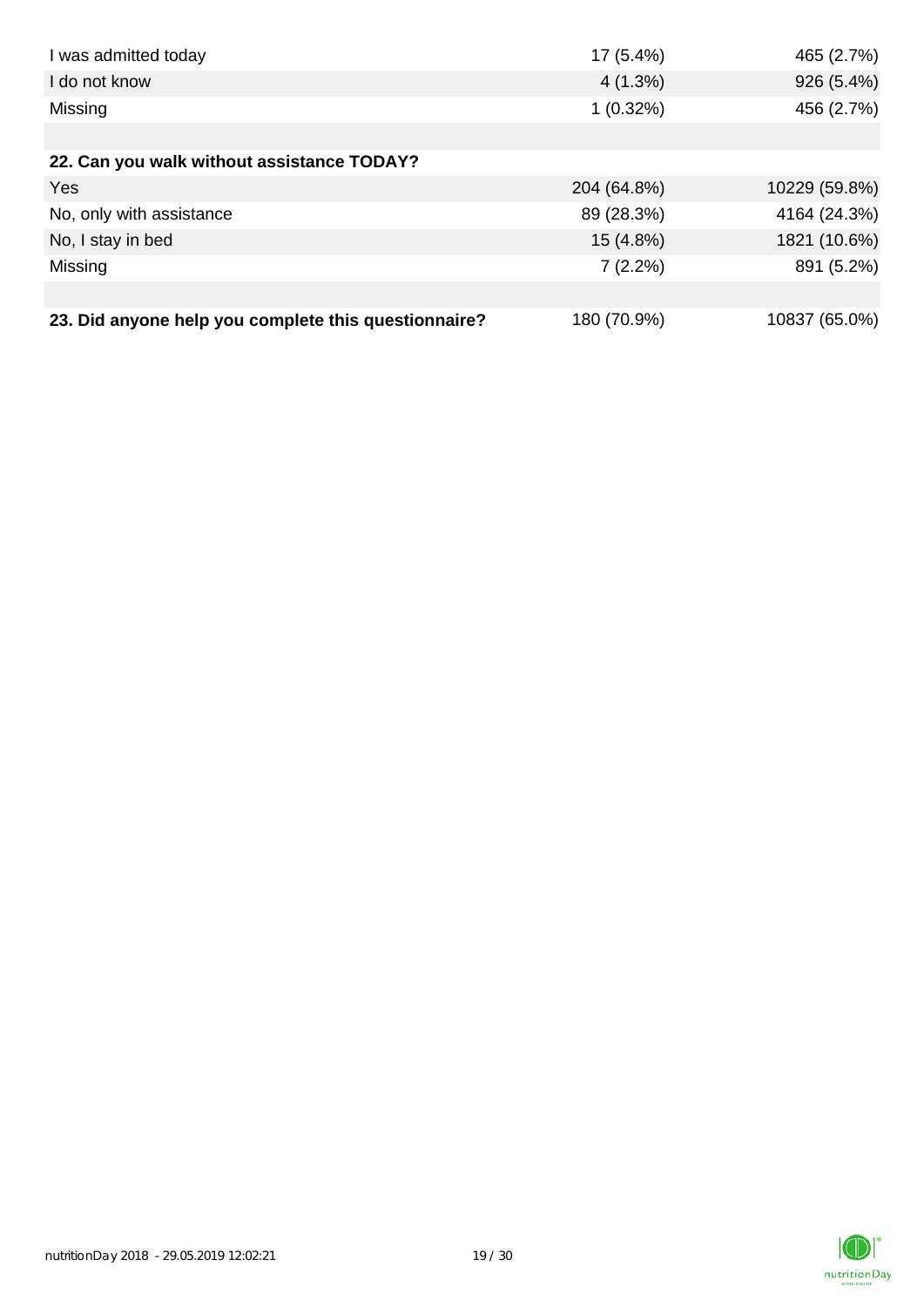| | | |
|---|---|---|
| I was admitted today | 17 (5.4%) | 465 (2.7%) |
| I do not know | 4 (1.3%) | 926 (5.4%) |
| Missing | 1 (0.32%) | 456 (2.7%) |
| | | |
| **22. Can you walk without assistance TODAY?** | | |
| Yes | 204 (64.8%) | 10229 (59.8%) |
| No, only with assistance | 89 (28.3%) | 4164 (24.3%) |
| No, I stay in bed | 15 (4.8%) | 1821 (10.6%) |
| Missing | 7 (2.2%) | 891 (5.2%) |
| | | |
| **23. Did anyone help you complete this questionnaire?** | 180 (70.9%) | 10837 (65.0%) |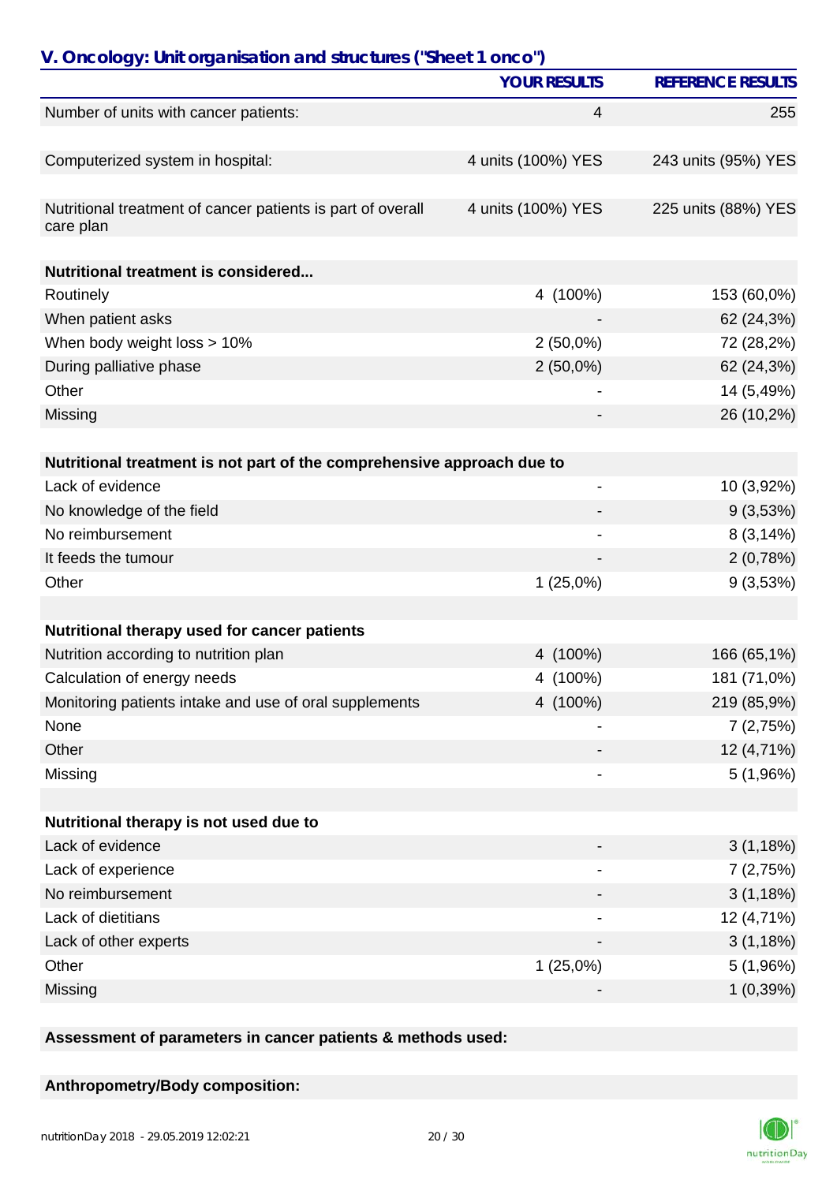## V. Oncology: Unit organisation and structures ("Sheet 1 onco")

| | YOUR RESULTS | REFERENCE RESULTS |
|---|---|---|
| Number of units with cancer patients: | 4 | 255 |
| | | |
| Computerized system in hospital: | 4 units (100%) YES | 243 units (95%) YES |
| | | |
| Nutritional treatment of cancer patients is part of overall care plan | 4 units (100%) YES | 225 units (88%) YES |
| | | |
| **Nutritional treatment is considered...** | | |
| Routinely | 4 (100%) | 153 (60,0%) |
| When patient asks | - | 62 (24,3%) |
| When body weight loss > 10% | 2 (50,0%) | 72 (28,2%) |
| During palliative phase | 2 (50,0%) | 62 (24,3%) |
| Other | - | 14 (5,49%) |
| Missing | - | 26 (10,2%) |
| | | |
| **Nutritional treatment is not part of the comprehensive approach due to** | | |
| Lack of evidence | - | 10 (3,92%) |
| No knowledge of the field | - | 9 (3,53%) |
| No reimbursement | - | 8 (3,14%) |
| It feeds the tumour | - | 2 (0,78%) |
| Other | 1 (25,0%) | 9 (3,53%) |
| | | |
| **Nutritional therapy used for cancer patients** | | |
| Nutrition according to nutrition plan | 4 (100%) | 166 (65,1%) |
| Calculation of energy needs | 4 (100%) | 181 (71,0%) |
| Monitoring patients intake and use of oral supplements | 4 (100%) | 219 (85,9%) |
| None | - | 7 (2,75%) |
| Other | - | 12 (4,71%) |
| Missing | - | 5 (1,96%) |
| | | |
| **Nutritional therapy is not used due to** | | |
| Lack of evidence | - | 3 (1,18%) |
| Lack of experience | - | 7 (2,75%) |
| No reimbursement | - | 3 (1,18%) |
| Lack of dietitians | - | 12 (4,71%) |
| Lack of other experts | - | 3 (1,18%) |
| Other | 1 (25,0%) | 5 (1,96%) |
| Missing | - | 1 (0,39%) |

**Assessment of parameters in cancer patients & methods used:**

**Anthropometry/Body composition:**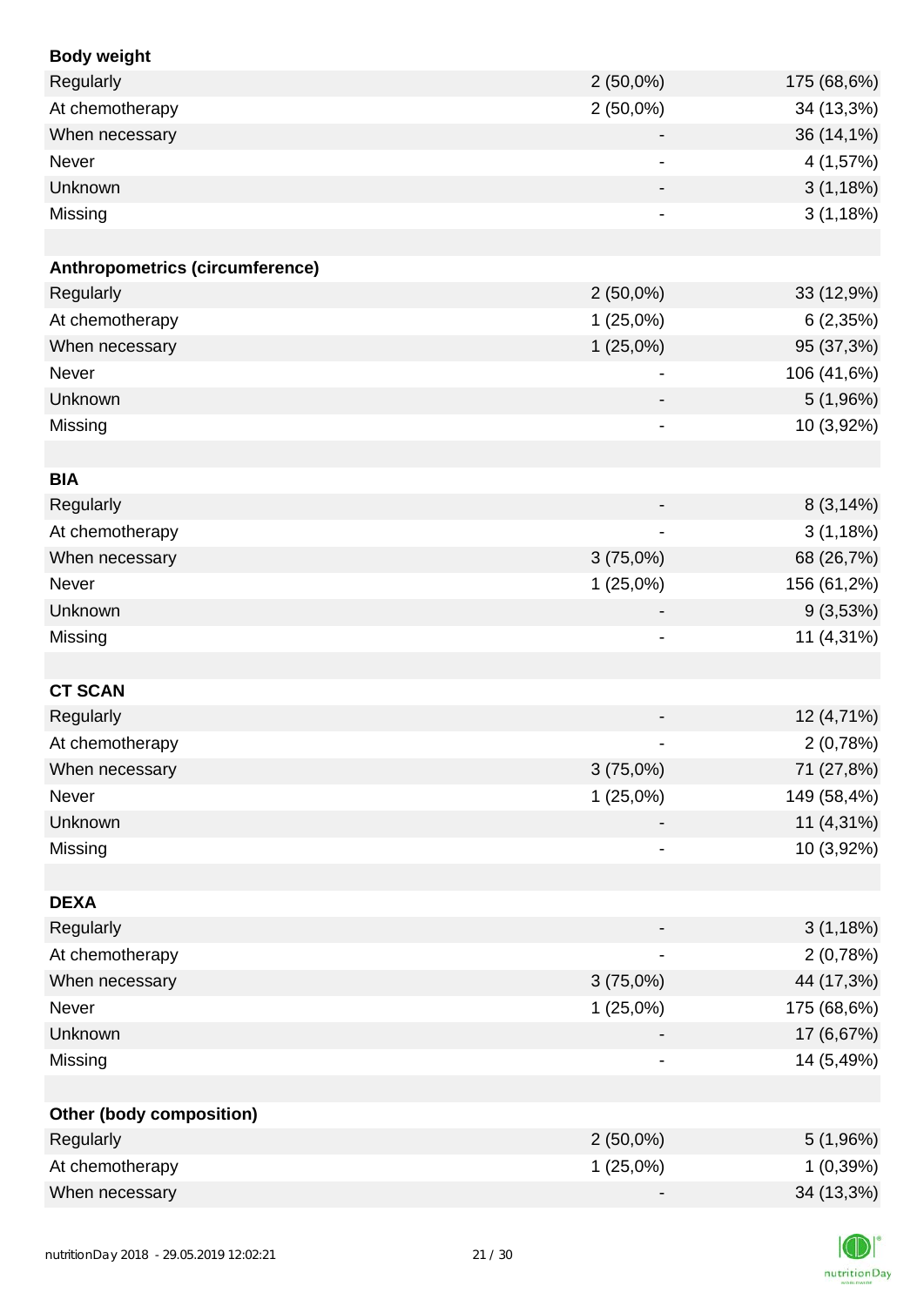| **Body weight** | | |
|---|---|---|
| Regularly | 2 (50,0%) | 175 (68,6%) |
| At chemotherapy | 2 (50,0%) | 34 (13,3%) |
| When necessary | - | 36 (14,1%) |
| Never | - | 4 (1,57%) |
| Unknown | - | 3 (1,18%) |
| Missing | - | 3 (1,18%) |
| | | |
| **Anthropometrics (circumference)** | | |
| Regularly | 2 (50,0%) | 33 (12,9%) |
| At chemotherapy | 1 (25,0%) | 6 (2,35%) |
| When necessary | 1 (25,0%) | 95 (37,3%) |
| Never | - | 106 (41,6%) |
| Unknown | - | 5 (1,96%) |
| Missing | - | 10 (3,92%) |
| | | |
| **BIA** | | |
| Regularly | - | 8 (3,14%) |
| At chemotherapy | - | 3 (1,18%) |
| When necessary | 3 (75,0%) | 68 (26,7%) |
| Never | 1 (25,0%) | 156 (61,2%) |
| Unknown | - | 9 (3,53%) |
| Missing | - | 11 (4,31%) |
| | | |
| **CT SCAN** | | |
| Regularly | - | 12 (4,71%) |
| At chemotherapy | - | 2 (0,78%) |
| When necessary | 3 (75,0%) | 71 (27,8%) |
| Never | 1 (25,0%) | 149 (58,4%) |
| Unknown | - | 11 (4,31%) |
| Missing | - | 10 (3,92%) |
| | | |
| **DEXA** | | |
| Regularly | - | 3 (1,18%) |
| At chemotherapy | - | 2 (0,78%) |
| When necessary | 3 (75,0%) | 44 (17,3%) |
| Never | 1 (25,0%) | 175 (68,6%) |
| Unknown | - | 17 (6,67%) |
| Missing | - | 14 (5,49%) |
| | | |
| **Other (body composition)** | | |
| Regularly | 2 (50,0%) | 5 (1,96%) |
| At chemotherapy | 1 (25,0%) | 1 (0,39%) |
| When necessary | - | 34 (13,3%) |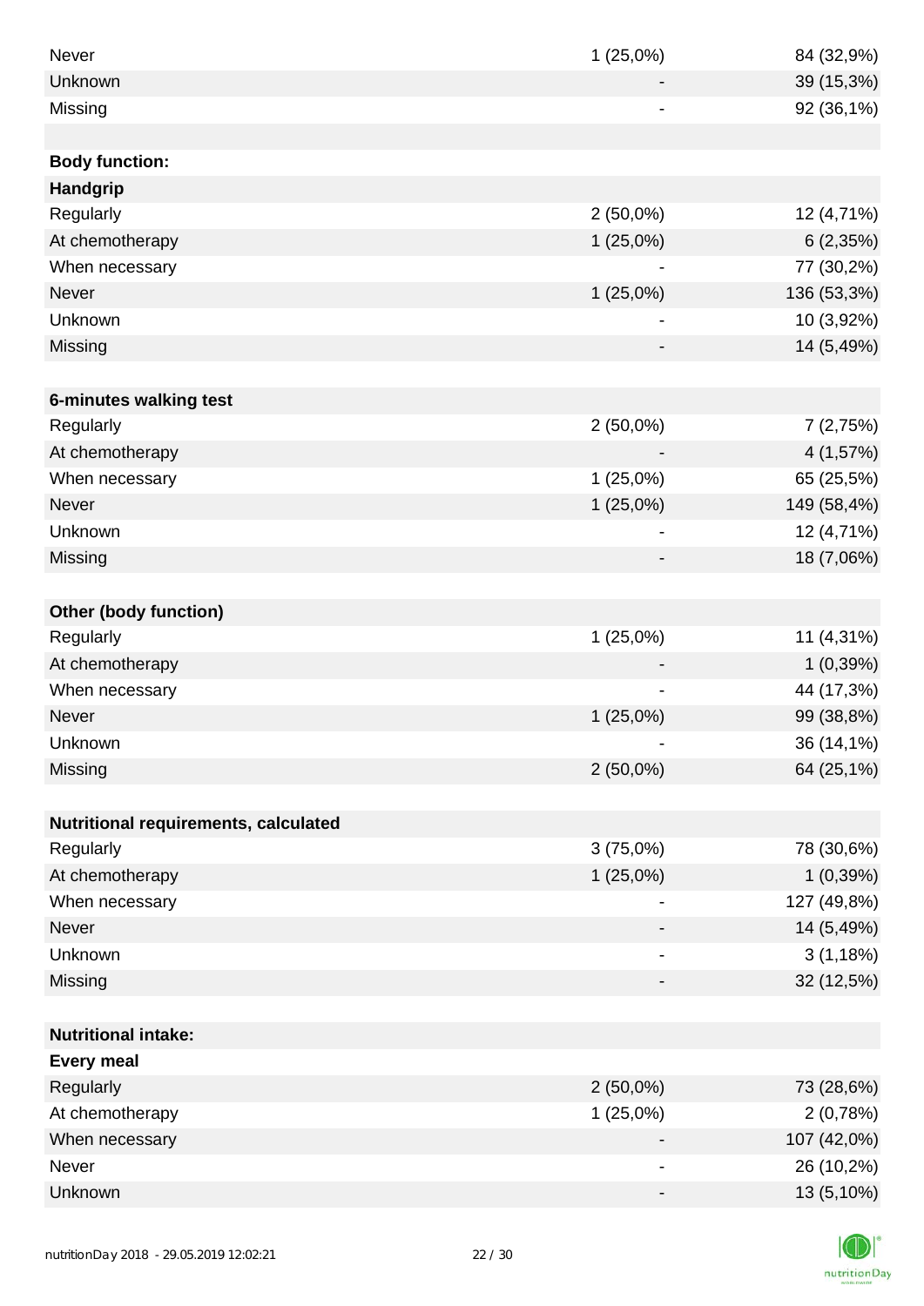| | | |
|---|---|---|
| Never | 1 (25,0%) | 84 (32,9%) |
| Unknown | - | 39 (15,3%) |
| Missing | - | 92 (36,1%) |
| | | |
| **Body function:** | | |
| **Handgrip** | | |
| Regularly | 2 (50,0%) | 12 (4,71%) |
| At chemotherapy | 1 (25,0%) | 6 (2,35%) |
| When necessary | - | 77 (30,2%) |
| Never | 1 (25,0%) | 136 (53,3%) |
| Unknown | - | 10 (3,92%) |
| Missing | - | 14 (5,49%) |
| | | |
| **6-minutes walking test** | | |
| Regularly | 2 (50,0%) | 7 (2,75%) |
| At chemotherapy | - | 4 (1,57%) |
| When necessary | 1 (25,0%) | 65 (25,5%) |
| Never | 1 (25,0%) | 149 (58,4%) |
| Unknown | - | 12 (4,71%) |
| Missing | - | 18 (7,06%) |
| | | |
| **Other (body function)** | | |
| Regularly | 1 (25,0%) | 11 (4,31%) |
| At chemotherapy | - | 1 (0,39%) |
| When necessary | - | 44 (17,3%) |
| Never | 1 (25,0%) | 99 (38,8%) |
| Unknown | - | 36 (14,1%) |
| Missing | 2 (50,0%) | 64 (25,1%) |
| | | |
| **Nutritional requirements, calculated** | | |
| Regularly | 3 (75,0%) | 78 (30,6%) |
| At chemotherapy | 1 (25,0%) | 1 (0,39%) |
| When necessary | - | 127 (49,8%) |
| Never | - | 14 (5,49%) |
| Unknown | - | 3 (1,18%) |
| Missing | - | 32 (12,5%) |
| | | |
| **Nutritional intake:** | | |
| **Every meal** | | |
| Regularly | 2 (50,0%) | 73 (28,6%) |
| At chemotherapy | 1 (25,0%) | 2 (0,78%) |
| When necessary | - | 107 (42,0%) |
| Never | - | 26 (10,2%) |
| Unknown | - | 13 (5,10%) |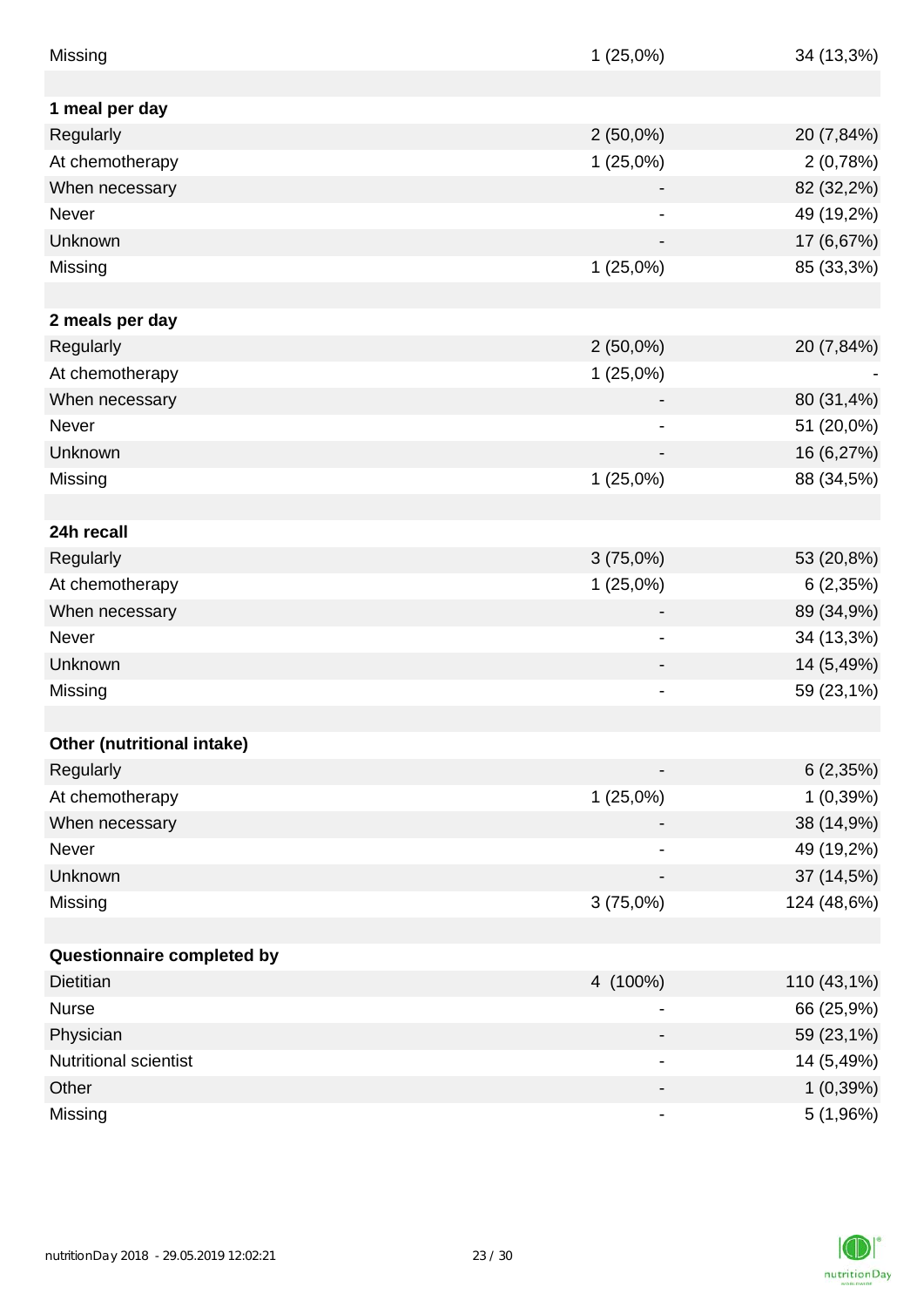| | | |
|---|---|---|
| Missing | 1 (25,0%) | 34 (13,3%) |
| | | |
| **1 meal per day** | | |
| Regularly | 2 (50,0%) | 20 (7,84%) |
| At chemotherapy | 1 (25,0%) | 2 (0,78%) |
| When necessary | - | 82 (32,2%) |
| Never | - | 49 (19,2%) |
| Unknown | - | 17 (6,67%) |
| Missing | 1 (25,0%) | 85 (33,3%) |
| | | |
| **2 meals per day** | | |
| Regularly | 2 (50,0%) | 20 (7,84%) |
| At chemotherapy | 1 (25,0%) | - |
| When necessary | - | 80 (31,4%) |
| Never | - | 51 (20,0%) |
| Unknown | - | 16 (6,27%) |
| Missing | 1 (25,0%) | 88 (34,5%) |
| | | |
| **24h recall** | | |
| Regularly | 3 (75,0%) | 53 (20,8%) |
| At chemotherapy | 1 (25,0%) | 6 (2,35%) |
| When necessary | - | 89 (34,9%) |
| Never | - | 34 (13,3%) |
| Unknown | - | 14 (5,49%) |
| Missing | - | 59 (23,1%) |
| | | |
| **Other (nutritional intake)** | | |
| Regularly | - | 6 (2,35%) |
| At chemotherapy | 1 (25,0%) | 1 (0,39%) |
| When necessary | - | 38 (14,9%) |
| Never | - | 49 (19,2%) |
| Unknown | - | 37 (14,5%) |
| Missing | 3 (75,0%) | 124 (48,6%) |
| | | |
| **Questionnaire completed by** | | |
| Dietitian | 4 (100%) | 110 (43,1%) |
| Nurse | - | 66 (25,9%) |
| Physician | - | 59 (23,1%) |
| Nutritional scientist | - | 14 (5,49%) |
| Other | - | 1 (0,39%) |
| Missing | - | 5 (1,96%) |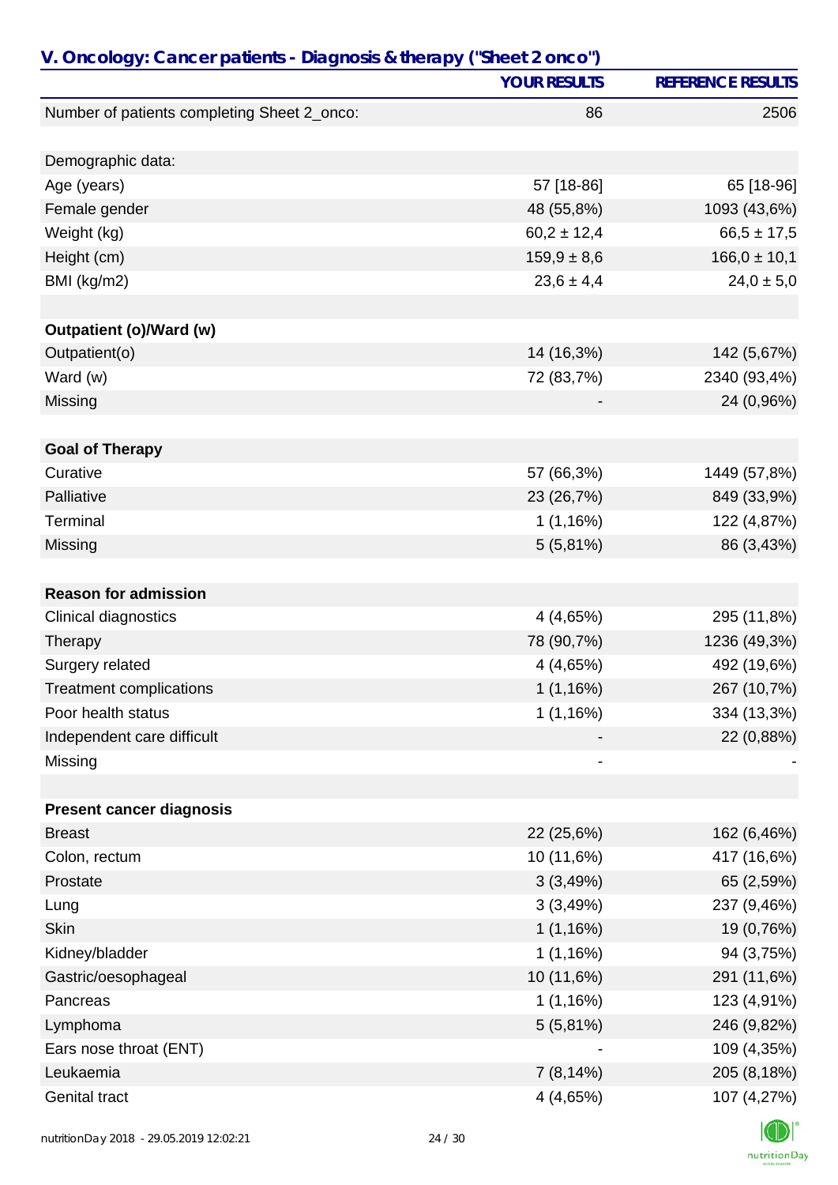## V. Oncology: Cancer patients - Diagnosis & therapy ("Sheet 2 onco")

| | YOUR RESULTS | REFERENCE RESULTS |
|---|---|---|
| Number of patients completing Sheet 2_onco: | 86 | 2506 |
| | | |
| Demographic data: | | |
| Age (years) | 57 [18-86] | 65 [18-96] |
| Female gender | 48 (55,8%) | 1093 (43,6%) |
| Weight (kg) | 60,2 ± 12,4 | 66,5 ± 17,5 |
| Height (cm) | 159,9 ± 8,6 | 166,0 ± 10,1 |
| BMI (kg/m2) | 23,6 ± 4,4 | 24,0 ± 5,0 |
| | | |
| **Outpatient (o)/Ward (w)** | | |
| Outpatient(o) | 14 (16,3%) | 142 (5,67%) |
| Ward (w) | 72 (83,7%) | 2340 (93,4%) |
| Missing | - | 24 (0,96%) |
| | | |
| **Goal of Therapy** | | |
| Curative | 57 (66,3%) | 1449 (57,8%) |
| Palliative | 23 (26,7%) | 849 (33,9%) |
| Terminal | 1 (1,16%) | 122 (4,87%) |
| Missing | 5 (5,81%) | 86 (3,43%) |
| | | |
| **Reason for admission** | | |
| Clinical diagnostics | 4 (4,65%) | 295 (11,8%) |
| Therapy | 78 (90,7%) | 1236 (49,3%) |
| Surgery related | 4 (4,65%) | 492 (19,6%) |
| Treatment complications | 1 (1,16%) | 267 (10,7%) |
| Poor health status | 1 (1,16%) | 334 (13,3%) |
| Independent care difficult | - | 22 (0,88%) |
| Missing | - | - |
| | | |
| **Present cancer diagnosis** | | |
| Breast | 22 (25,6%) | 162 (6,46%) |
| Colon, rectum | 10 (11,6%) | 417 (16,6%) |
| Prostate | 3 (3,49%) | 65 (2,59%) |
| Lung | 3 (3,49%) | 237 (9,46%) |
| Skin | 1 (1,16%) | 19 (0,76%) |
| Kidney/bladder | 1 (1,16%) | 94 (3,75%) |
| Gastric/oesophageal | 10 (11,6%) | 291 (11,6%) |
| Pancreas | 1 (1,16%) | 123 (4,91%) |
| Lymphoma | 5 (5,81%) | 246 (9,82%) |
| Ears nose throat (ENT) | - | 109 (4,35%) |
| Leukaemia | 7 (8,14%) | 205 (8,18%) |
| Genital tract | 4 (4,65%) | 107 (4,27%) |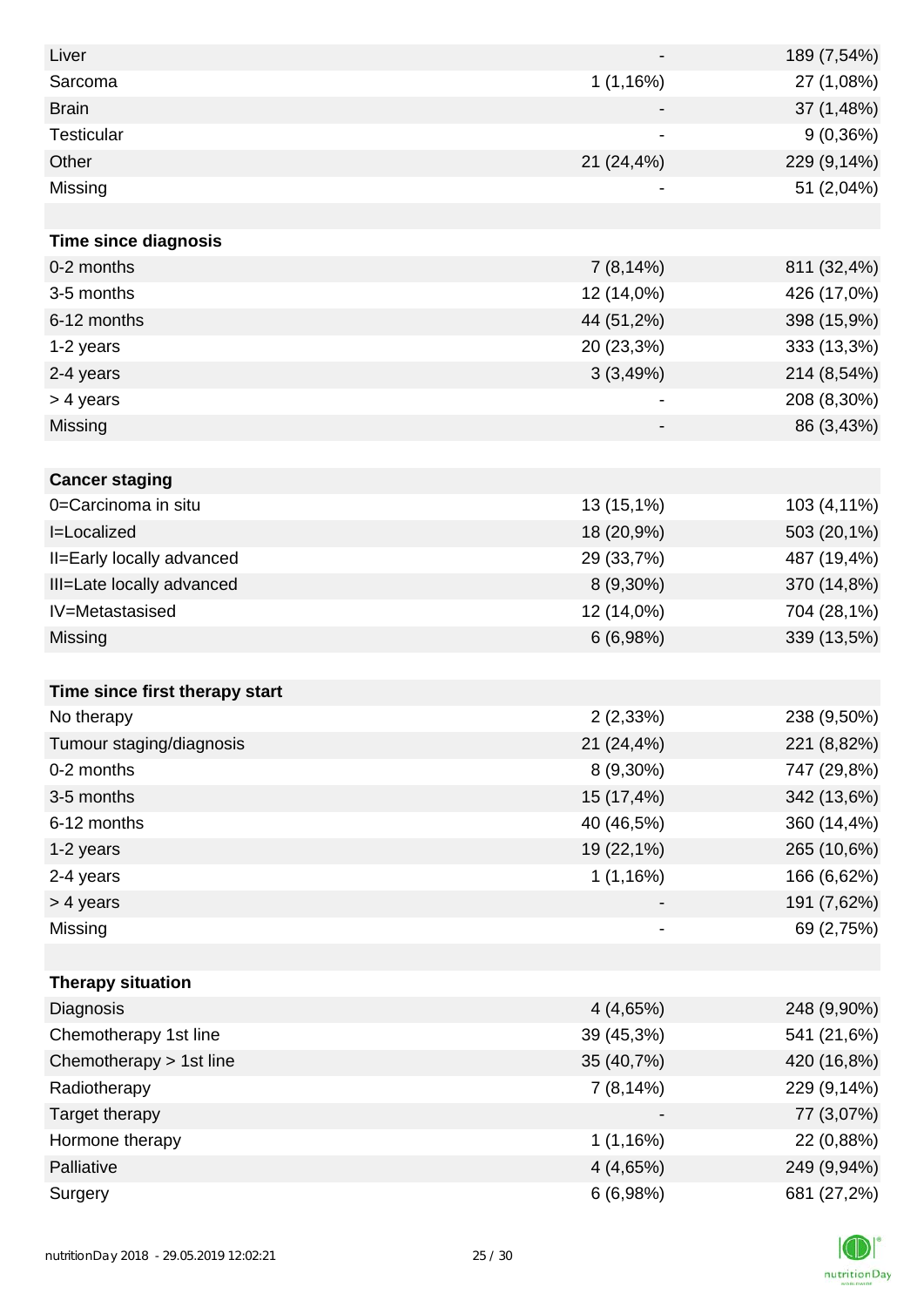| | | |
|---|---|---|
| Liver | - | 189 (7,54%) |
| Sarcoma | 1 (1,16%) | 27 (1,08%) |
| Brain | - | 37 (1,48%) |
| Testicular | - | 9 (0,36%) |
| Other | 21 (24,4%) | 229 (9,14%) |
| Missing | - | 51 (2,04%) |
| | | |
| **Time since diagnosis** | | |
| 0-2 months | 7 (8,14%) | 811 (32,4%) |
| 3-5 months | 12 (14,0%) | 426 (17,0%) |
| 6-12 months | 44 (51,2%) | 398 (15,9%) |
| 1-2 years | 20 (23,3%) | 333 (13,3%) |
| 2-4 years | 3 (3,49%) | 214 (8,54%) |
| > 4 years | - | 208 (8,30%) |
| Missing | - | 86 (3,43%) |
| | | |
| **Cancer staging** | | |
| 0=Carcinoma in situ | 13 (15,1%) | 103 (4,11%) |
| I=Localized | 18 (20,9%) | 503 (20,1%) |
| II=Early locally advanced | 29 (33,7%) | 487 (19,4%) |
| III=Late locally advanced | 8 (9,30%) | 370 (14,8%) |
| IV=Metastasised | 12 (14,0%) | 704 (28,1%) |
| Missing | 6 (6,98%) | 339 (13,5%) |
| | | |
| **Time since first therapy start** | | |
| No therapy | 2 (2,33%) | 238 (9,50%) |
| Tumour staging/diagnosis | 21 (24,4%) | 221 (8,82%) |
| 0-2 months | 8 (9,30%) | 747 (29,8%) |
| 3-5 months | 15 (17,4%) | 342 (13,6%) |
| 6-12 months | 40 (46,5%) | 360 (14,4%) |
| 1-2 years | 19 (22,1%) | 265 (10,6%) |
| 2-4 years | 1 (1,16%) | 166 (6,62%) |
| > 4 years | - | 191 (7,62%) |
| Missing | - | 69 (2,75%) |
| | | |
| **Therapy situation** | | |
| Diagnosis | 4 (4,65%) | 248 (9,90%) |
| Chemotherapy 1st line | 39 (45,3%) | 541 (21,6%) |
| Chemotherapy > 1st line | 35 (40,7%) | 420 (16,8%) |
| Radiotherapy | 7 (8,14%) | 229 (9,14%) |
| Target therapy | - | 77 (3,07%) |
| Hormone therapy | 1 (1,16%) | 22 (0,88%) |
| Palliative | 4 (4,65%) | 249 (9,94%) |
| Surgery | 6 (6,98%) | 681 (27,2%) |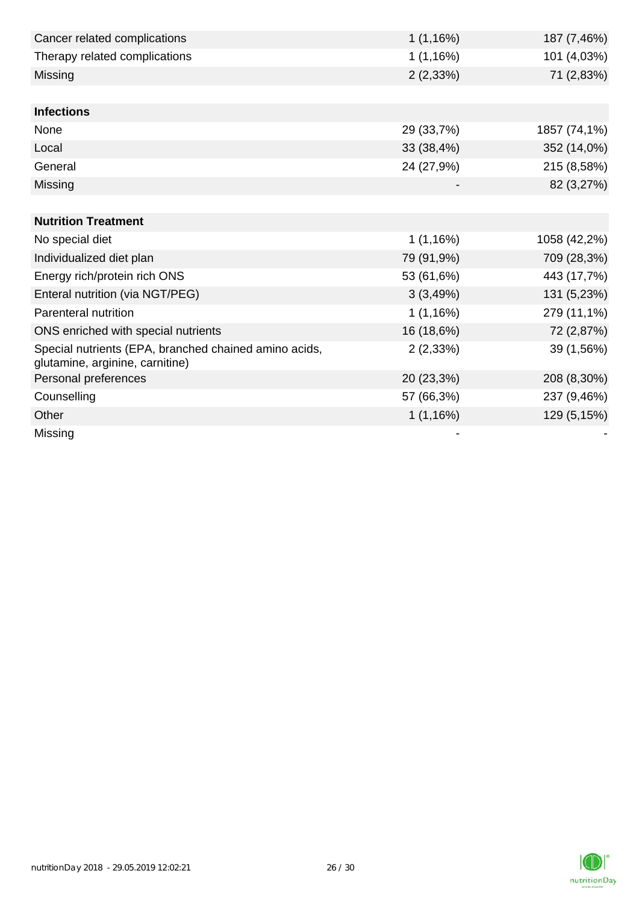| | | |
|---|---|---|
| Cancer related complications | 1 (1,16%) | 187 (7,46%) |
| Therapy related complications | 1 (1,16%) | 101 (4,03%) |
| Missing | 2 (2,33%) | 71 (2,83%) |
| | | |
| **Infections** | | |
| None | 29 (33,7%) | 1857 (74,1%) |
| Local | 33 (38,4%) | 352 (14,0%) |
| General | 24 (27,9%) | 215 (8,58%) |
| Missing | - | 82 (3,27%) |
| | | |
| **Nutrition Treatment** | | |
| No special diet | 1 (1,16%) | 1058 (42,2%) |
| Individualized diet plan | 79 (91,9%) | 709 (28,3%) |
| Energy rich/protein rich ONS | 53 (61,6%) | 443 (17,7%) |
| Enteral nutrition (via NGT/PEG) | 3 (3,49%) | 131 (5,23%) |
| Parenteral nutrition | 1 (1,16%) | 279 (11,1%) |
| ONS enriched with special nutrients | 16 (18,6%) | 72 (2,87%) |
| Special nutrients (EPA, branched chained amino acids, glutamine, arginine, carnitine) | 2 (2,33%) | 39 (1,56%) |
| Personal preferences | 20 (23,3%) | 208 (8,30%) |
| Counselling | 57 (66,3%) | 237 (9,46%) |
| Other | 1 (1,16%) | 129 (5,15%) |
| Missing | - | - |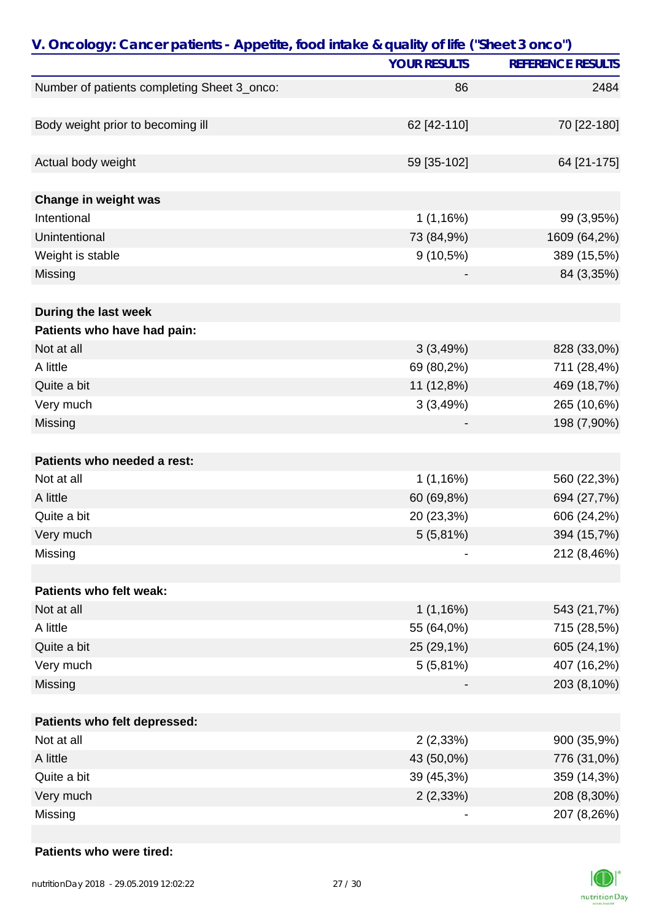## V. Oncology: Cancer patients - Appetite, food intake & quality of life ("Sheet 3 onco")

| | YOUR RESULTS | REFERENCE RESULTS |
|---|---|---|
| Number of patients completing Sheet 3_onco: | 86 | 2484 |
| | | |
| Body weight prior to becoming ill | 62 [42-110] | 70 [22-180] |
| | | |
| Actual body weight | 59 [35-102] | 64 [21-175] |
| | | |
| **Change in weight was** | | |
| Intentional | 1 (1,16%) | 99 (3,95%) |
| Unintentional | 73 (84,9%) | 1609 (64,2%) |
| Weight is stable | 9 (10,5%) | 389 (15,5%) |
| Missing | - | 84 (3,35%) |
| | | |
| **During the last week** | | |
| **Patients who have had pain:** | | |
| Not at all | 3 (3,49%) | 828 (33,0%) |
| A little | 69 (80,2%) | 711 (28,4%) |
| Quite a bit | 11 (12,8%) | 469 (18,7%) |
| Very much | 3 (3,49%) | 265 (10,6%) |
| Missing | - | 198 (7,90%) |
| | | |
| **Patients who needed a rest:** | | |
| Not at all | 1 (1,16%) | 560 (22,3%) |
| A little | 60 (69,8%) | 694 (27,7%) |
| Quite a bit | 20 (23,3%) | 606 (24,2%) |
| Very much | 5 (5,81%) | 394 (15,7%) |
| Missing | - | 212 (8,46%) |
| | | |
| **Patients who felt weak:** | | |
| Not at all | 1 (1,16%) | 543 (21,7%) |
| A little | 55 (64,0%) | 715 (28,5%) |
| Quite a bit | 25 (29,1%) | 605 (24,1%) |
| Very much | 5 (5,81%) | 407 (16,2%) |
| Missing | - | 203 (8,10%) |
| | | |
| **Patients who felt depressed:** | | |
| Not at all | 2 (2,33%) | 900 (35,9%) |
| A little | 43 (50,0%) | 776 (31,0%) |
| Quite a bit | 39 (45,3%) | 359 (14,3%) |
| Very much | 2 (2,33%) | 208 (8,30%) |
| Missing | - | 207 (8,26%) |
| | | |
| **Patients who were tired:** | | |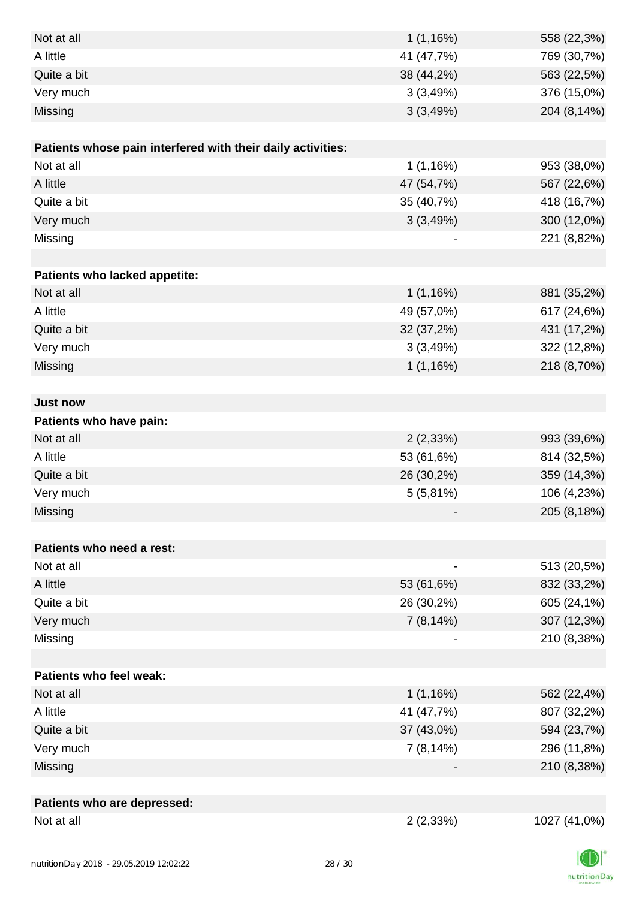| | | |
|---|---|---|
| Not at all | 1 (1,16%) | 558 (22,3%) |
| A little | 41 (47,7%) | 769 (30,7%) |
| Quite a bit | 38 (44,2%) | 563 (22,5%) |
| Very much | 3 (3,49%) | 376 (15,0%) |
| Missing | 3 (3,49%) | 204 (8,14%) |
| | | |
| **Patients whose pain interfered with their daily activities:** | | |
| Not at all | 1 (1,16%) | 953 (38,0%) |
| A little | 47 (54,7%) | 567 (22,6%) |
| Quite a bit | 35 (40,7%) | 418 (16,7%) |
| Very much | 3 (3,49%) | 300 (12,0%) |
| Missing | - | 221 (8,82%) |
| | | |
| **Patients who lacked appetite:** | | |
| Not at all | 1 (1,16%) | 881 (35,2%) |
| A little | 49 (57,0%) | 617 (24,6%) |
| Quite a bit | 32 (37,2%) | 431 (17,2%) |
| Very much | 3 (3,49%) | 322 (12,8%) |
| Missing | 1 (1,16%) | 218 (8,70%) |
| | | |
| **Just now** | | |
| **Patients who have pain:** | | |
| Not at all | 2 (2,33%) | 993 (39,6%) |
| A little | 53 (61,6%) | 814 (32,5%) |
| Quite a bit | 26 (30,2%) | 359 (14,3%) |
| Very much | 5 (5,81%) | 106 (4,23%) |
| Missing | - | 205 (8,18%) |
| | | |
| **Patients who need a rest:** | | |
| Not at all | - | 513 (20,5%) |
| A little | 53 (61,6%) | 832 (33,2%) |
| Quite a bit | 26 (30,2%) | 605 (24,1%) |
| Very much | 7 (8,14%) | 307 (12,3%) |
| Missing | - | 210 (8,38%) |
| | | |
| **Patients who feel weak:** | | |
| Not at all | 1 (1,16%) | 562 (22,4%) |
| A little | 41 (47,7%) | 807 (32,2%) |
| Quite a bit | 37 (43,0%) | 594 (23,7%) |
| Very much | 7 (8,14%) | 296 (11,8%) |
| Missing | - | 210 (8,38%) |
| | | |
| **Patients who are depressed:** | | |
| Not at all | 2 (2,33%) | 1027 (41,0%) |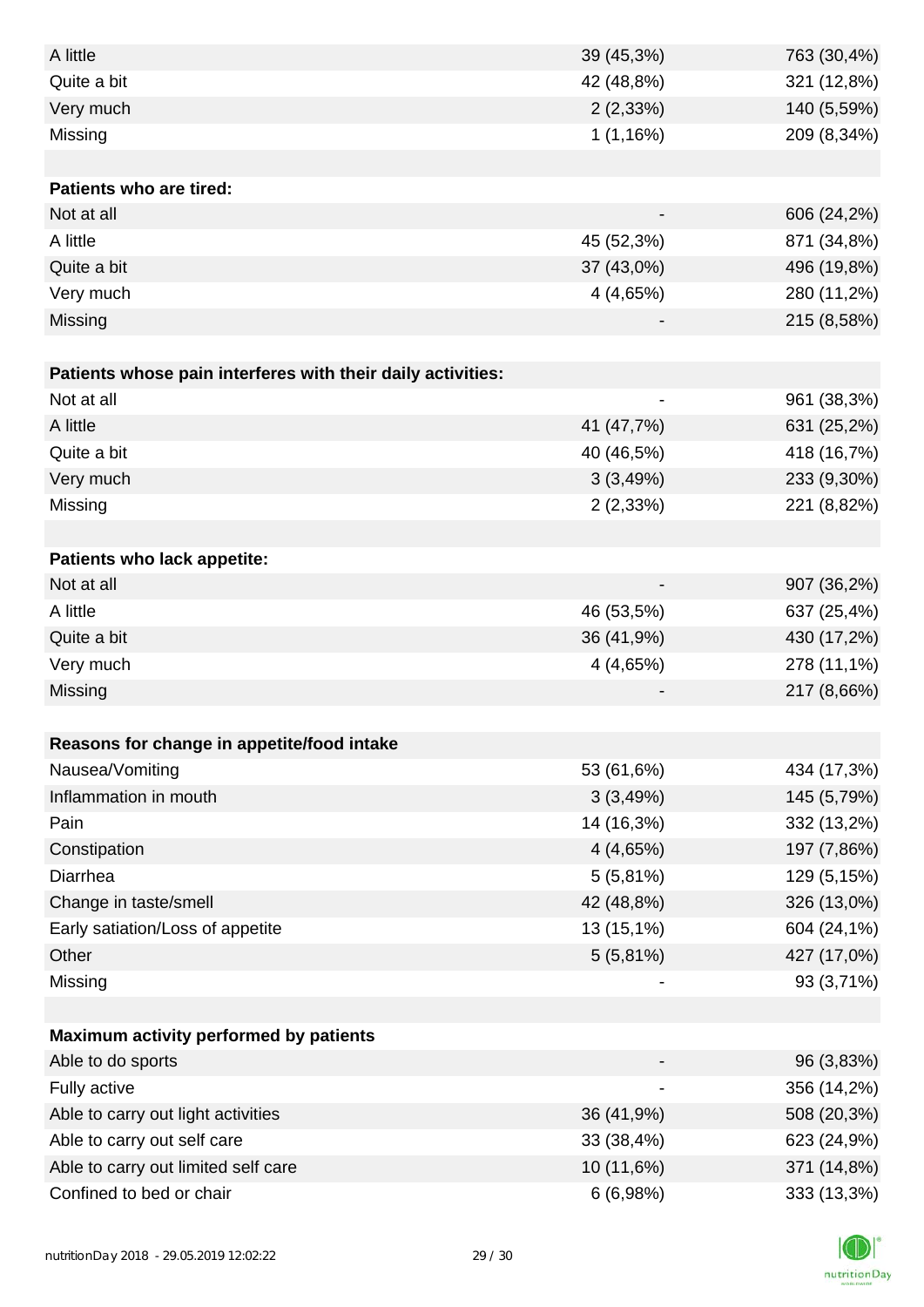| | | |
|---|---|---|
| A little | 39 (45,3%) | 763 (30,4%) |
| Quite a bit | 42 (48,8%) | 321 (12,8%) |
| Very much | 2 (2,33%) | 140 (5,59%) |
| Missing | 1 (1,16%) | 209 (8,34%) |
| | | |
| **Patients who are tired:** | | |
| Not at all | - | 606 (24,2%) |
| A little | 45 (52,3%) | 871 (34,8%) |
| Quite a bit | 37 (43,0%) | 496 (19,8%) |
| Very much | 4 (4,65%) | 280 (11,2%) |
| Missing | - | 215 (8,58%) |
| | | |
| **Patients whose pain interferes with their daily activities:** | | |
| Not at all | - | 961 (38,3%) |
| A little | 41 (47,7%) | 631 (25,2%) |
| Quite a bit | 40 (46,5%) | 418 (16,7%) |
| Very much | 3 (3,49%) | 233 (9,30%) |
| Missing | 2 (2,33%) | 221 (8,82%) |
| | | |
| **Patients who lack appetite:** | | |
| Not at all | - | 907 (36,2%) |
| A little | 46 (53,5%) | 637 (25,4%) |
| Quite a bit | 36 (41,9%) | 430 (17,2%) |
| Very much | 4 (4,65%) | 278 (11,1%) |
| Missing | - | 217 (8,66%) |
| | | |
| **Reasons for change in appetite/food intake** | | |
| Nausea/Vomiting | 53 (61,6%) | 434 (17,3%) |
| Inflammation in mouth | 3 (3,49%) | 145 (5,79%) |
| Pain | 14 (16,3%) | 332 (13,2%) |
| Constipation | 4 (4,65%) | 197 (7,86%) |
| Diarrhea | 5 (5,81%) | 129 (5,15%) |
| Change in taste/smell | 42 (48,8%) | 326 (13,0%) |
| Early satiation/Loss of appetite | 13 (15,1%) | 604 (24,1%) |
| Other | 5 (5,81%) | 427 (17,0%) |
| Missing | - | 93 (3,71%) |
| | | |
| **Maximum activity performed by patients** | | |
| Able to do sports | - | 96 (3,83%) |
| Fully active | - | 356 (14,2%) |
| Able to carry out light activities | 36 (41,9%) | 508 (20,3%) |
| Able to carry out self care | 33 (38,4%) | 623 (24,9%) |
| Able to carry out limited self care | 10 (11,6%) | 371 (14,8%) |
| Confined to bed or chair | 6 (6,98%) | 333 (13,3%) |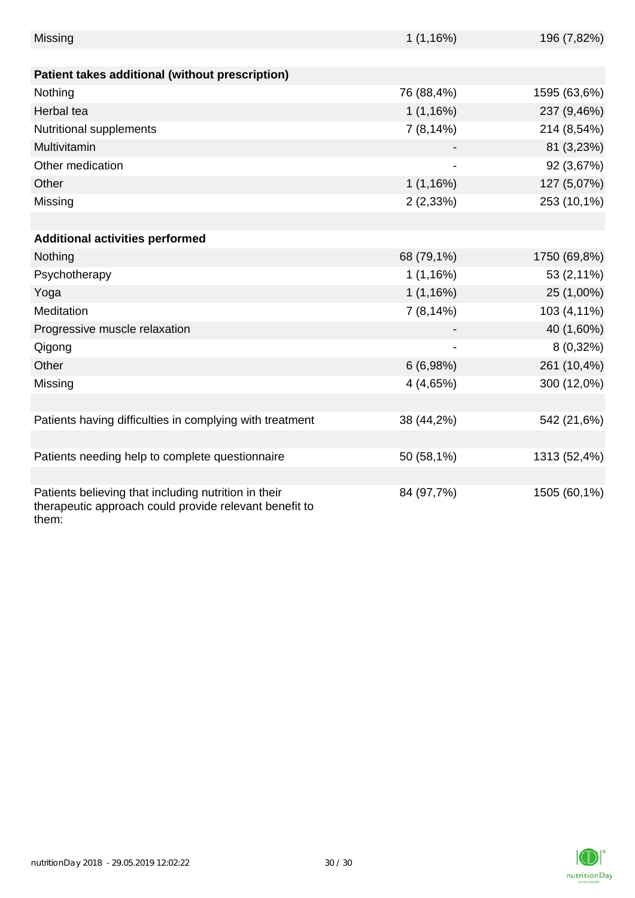| | | |
|---|---|---|
| Missing | 1 (1,16%) | 196 (7,82%) |
| | | |
| **Patient takes additional (without prescription)** | | |
| Nothing | 76 (88,4%) | 1595 (63,6%) |
| Herbal tea | 1 (1,16%) | 237 (9,46%) |
| Nutritional supplements | 7 (8,14%) | 214 (8,54%) |
| Multivitamin | - | 81 (3,23%) |
| Other medication | - | 92 (3,67%) |
| Other | 1 (1,16%) | 127 (5,07%) |
| Missing | 2 (2,33%) | 253 (10,1%) |
| | | |
| **Additional activities performed** | | |
| Nothing | 68 (79,1%) | 1750 (69,8%) |
| Psychotherapy | 1 (1,16%) | 53 (2,11%) |
| Yoga | 1 (1,16%) | 25 (1,00%) |
| Meditation | 7 (8,14%) | 103 (4,11%) |
| Progressive muscle relaxation | - | 40 (1,60%) |
| Qigong | - | 8 (0,32%) |
| Other | 6 (6,98%) | 261 (10,4%) |
| Missing | 4 (4,65%) | 300 (12,0%) |
| | | |
| Patients having difficulties in complying with treatment | 38 (44,2%) | 542 (21,6%) |
| | | |
| Patients needing help to complete questionnaire | 50 (58,1%) | 1313 (52,4%) |
| | | |
| Patients believing that including nutrition in their therapeutic approach could provide relevant benefit to them: | 84 (97,7%) | 1505 (60,1%) |